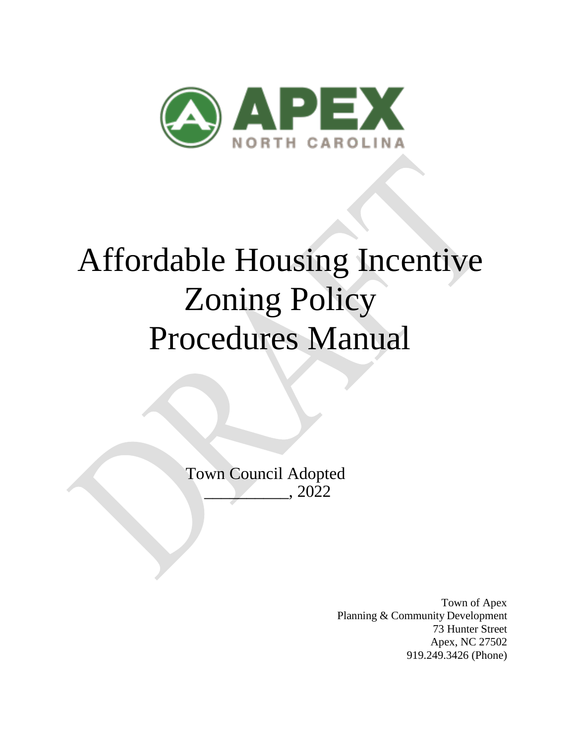APEX

NORTH CAROLINA

# Affordable Housing Incentive Zoning Policy Procedures Manual

DRAFT

Town Council Adopted
__________, 2022

Town of Apex
Planning & Community Development
73 Hunter Street
Apex, NC 27502
919.249.3426 (Phone)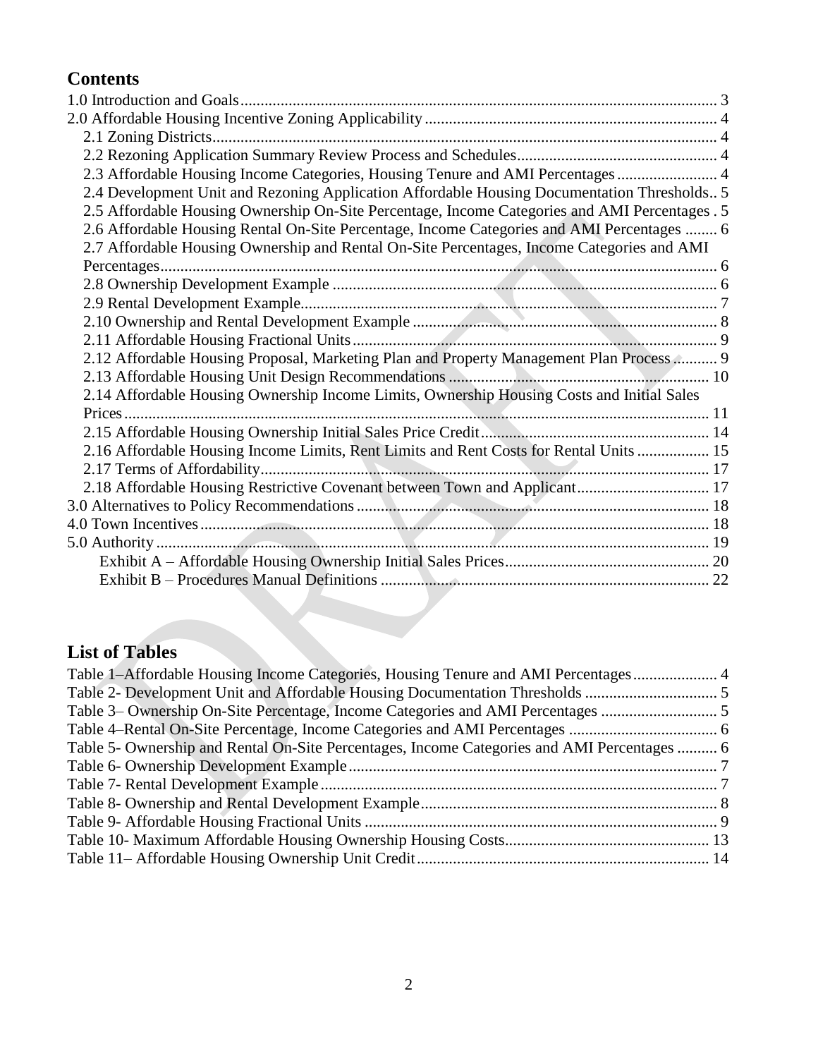## Contents

1.0 Introduction and Goals ..... 3
2.0 Affordable Housing Incentive Zoning Applicability ..... 4
- 2.1 Zoning Districts ..... 4
- 2.2 Rezoning Application Summary Review Process and Schedules ..... 4
- 2.3 Affordable Housing Income Categories, Housing Tenure and AMI Percentages ..... 4
- 2.4 Development Unit and Rezoning Application Affordable Housing Documentation Thresholds ..... 5
- 2.5 Affordable Housing Ownership On-Site Percentage, Income Categories and AMI Percentages ..... 5
- 2.6 Affordable Housing Rental On-Site Percentage, Income Categories and AMI Percentages ..... 6
- 2.7 Affordable Housing Ownership and Rental On-Site Percentages, Income Categories and AMI Percentages ..... 6
- 2.8 Ownership Development Example ..... 6
- 2.9 Rental Development Example ..... 7
- 2.10 Ownership and Rental Development Example ..... 8
- 2.11 Affordable Housing Fractional Units ..... 9
- 2.12 Affordable Housing Proposal, Marketing Plan and Property Management Plan Process ..... 9
- 2.13 Affordable Housing Unit Design Recommendations ..... 10
- 2.14 Affordable Housing Ownership Income Limits, Ownership Housing Costs and Initial Sales Prices ..... 11
- 2.15 Affordable Housing Ownership Initial Sales Price Credit ..... 14
- 2.16 Affordable Housing Income Limits, Rent Limits and Rent Costs for Rental Units ..... 15
- 2.17 Terms of Affordability ..... 17
- 2.18 Affordable Housing Restrictive Covenant between Town and Applicant ..... 17

3.0 Alternatives to Policy Recommendations ..... 18
4.0 Town Incentives ..... 18
5.0 Authority ..... 19
- Exhibit A – Affordable Housing Ownership Initial Sales Prices ..... 20
- Exhibit B – Procedures Manual Definitions ..... 22

## List of Tables

Table 1–Affordable Housing Income Categories, Housing Tenure and AMI Percentages ..... 4
Table 2- Development Unit and Affordable Housing Documentation Thresholds ..... 5
Table 3– Ownership On-Site Percentage, Income Categories and AMI Percentages ..... 5
Table 4–Rental On-Site Percentage, Income Categories and AMI Percentages ..... 6
Table 5- Ownership and Rental On-Site Percentages, Income Categories and AMI Percentages ..... 6
Table 6- Ownership Development Example ..... 7
Table 7- Rental Development Example ..... 7
Table 8- Ownership and Rental Development Example ..... 8
Table 9- Affordable Housing Fractional Units ..... 9
Table 10- Maximum Affordable Housing Ownership Housing Costs ..... 13
Table 11– Affordable Housing Ownership Unit Credit ..... 14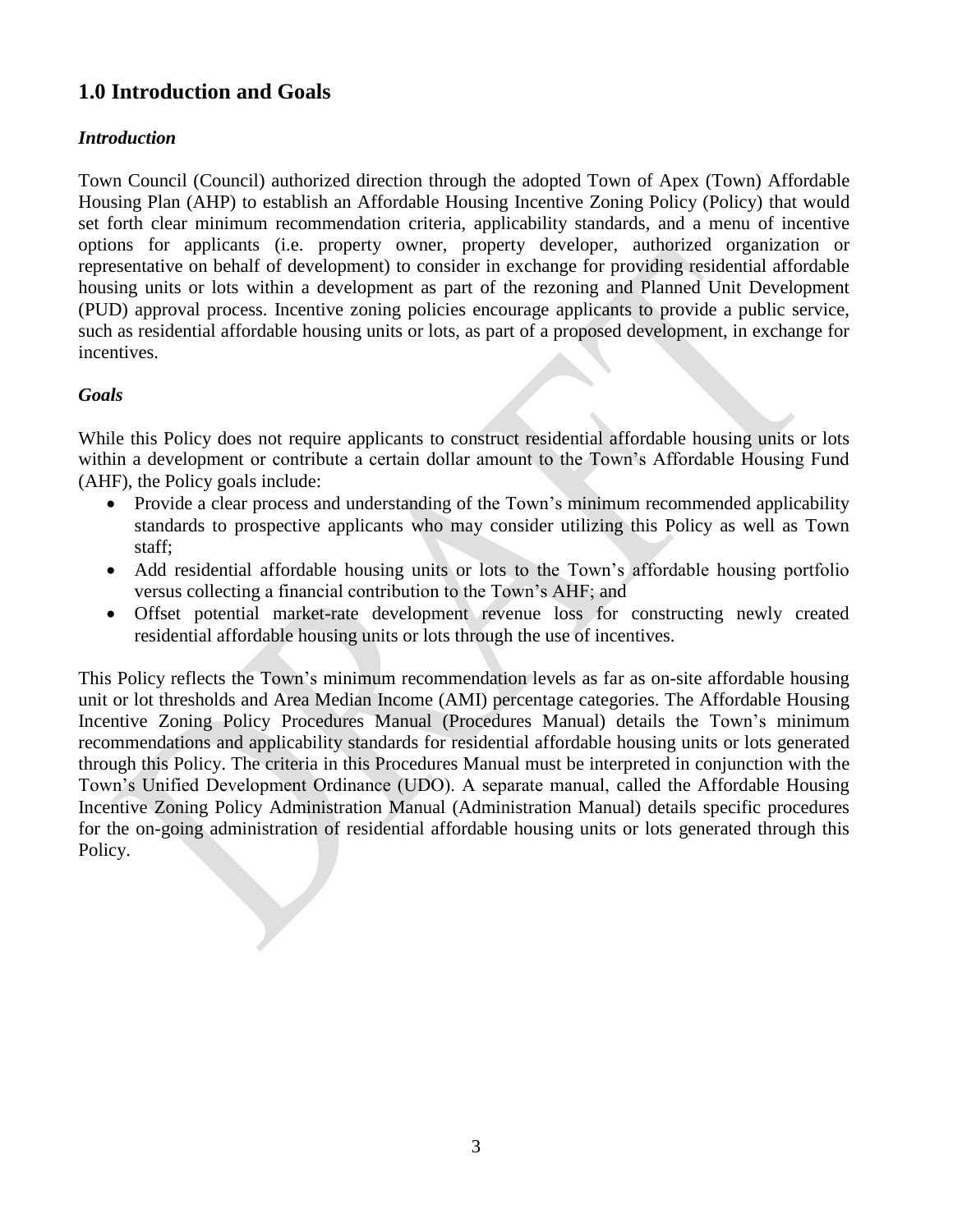## 1.0 Introduction and Goals

### *Introduction*

Town Council (Council) authorized direction through the adopted Town of Apex (Town) Affordable Housing Plan (AHP) to establish an Affordable Housing Incentive Zoning Policy (Policy) that would set forth clear minimum recommendation criteria, applicability standards, and a menu of incentive options for applicants (i.e. property owner, property developer, authorized organization or representative on behalf of development) to consider in exchange for providing residential affordable housing units or lots within a development as part of the rezoning and Planned Unit Development (PUD) approval process. Incentive zoning policies encourage applicants to provide a public service, such as residential affordable housing units or lots, as part of a proposed development, in exchange for incentives.

### *Goals*

While this Policy does not require applicants to construct residential affordable housing units or lots within a development or contribute a certain dollar amount to the Town's Affordable Housing Fund (AHF), the Policy goals include:

- Provide a clear process and understanding of the Town's minimum recommended applicability standards to prospective applicants who may consider utilizing this Policy as well as Town staff;
- Add residential affordable housing units or lots to the Town's affordable housing portfolio versus collecting a financial contribution to the Town's AHF; and
- Offset potential market-rate development revenue loss for constructing newly created residential affordable housing units or lots through the use of incentives.

This Policy reflects the Town's minimum recommendation levels as far as on-site affordable housing unit or lot thresholds and Area Median Income (AMI) percentage categories. The Affordable Housing Incentive Zoning Policy Procedures Manual (Procedures Manual) details the Town's minimum recommendations and applicability standards for residential affordable housing units or lots generated through this Policy. The criteria in this Procedures Manual must be interpreted in conjunction with the Town's Unified Development Ordinance (UDO). A separate manual, called the Affordable Housing Incentive Zoning Policy Administration Manual (Administration Manual) details specific procedures for the on-going administration of residential affordable housing units or lots generated through this Policy.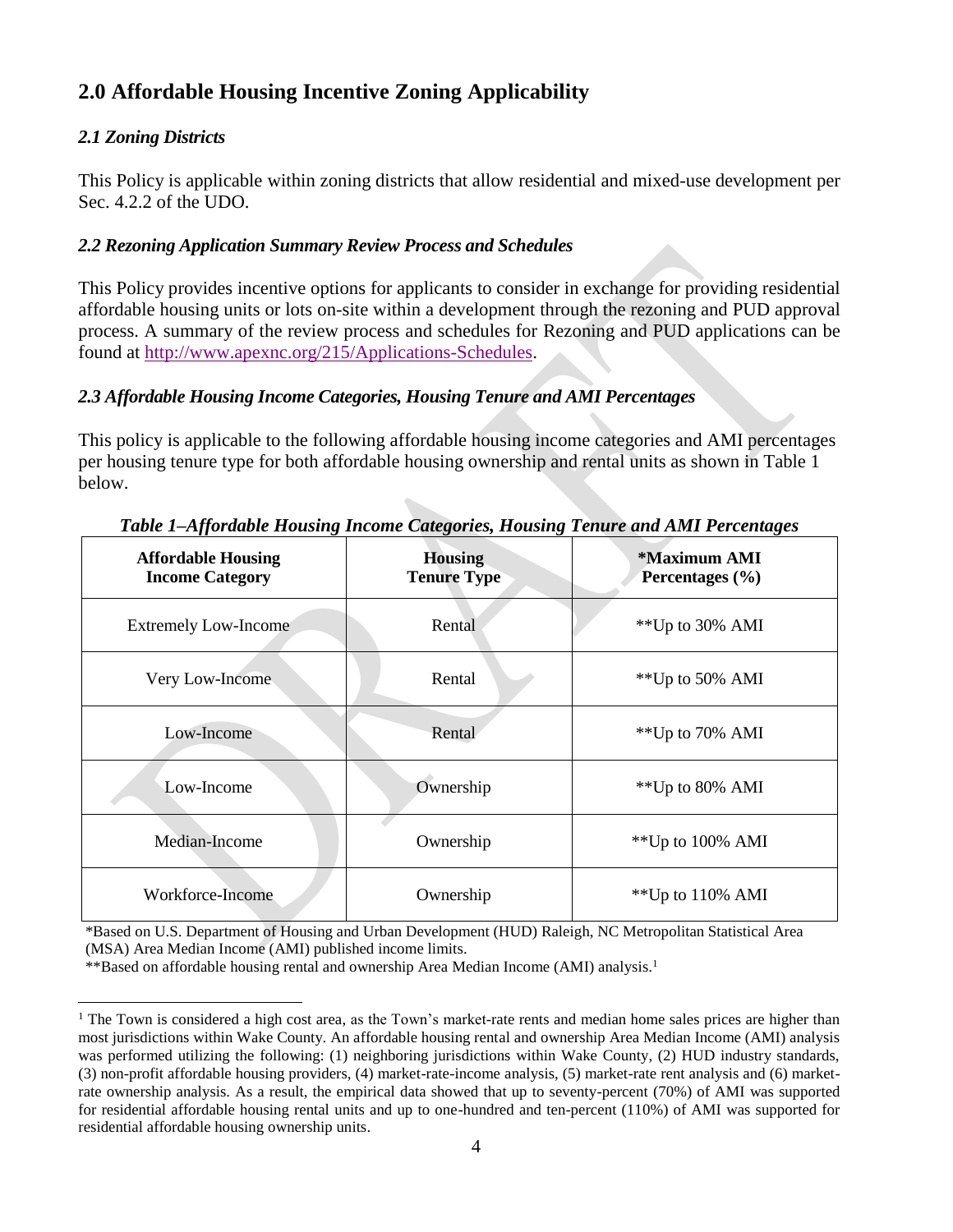## 2.0 Affordable Housing Incentive Zoning Applicability

### *2.1 Zoning Districts*

This Policy is applicable within zoning districts that allow residential and mixed-use development per Sec. 4.2.2 of the UDO.

### *2.2 Rezoning Application Summary Review Process and Schedules*

This Policy provides incentive options for applicants to consider in exchange for providing residential affordable housing units or lots on-site within a development through the rezoning and PUD approval process. A summary of the review process and schedules for Rezoning and PUD applications can be found at [http://www.apexnc.org/215/Applications-Schedules](http://www.apexnc.org/215/Applications-Schedules).

### *2.3 Affordable Housing Income Categories, Housing Tenure and AMI Percentages*

This policy is applicable to the following affordable housing income categories and AMI percentages per housing tenure type for both affordable housing ownership and rental units as shown in Table 1 below.

***Table 1–Affordable Housing Income Categories, Housing Tenure and AMI Percentages***

| Affordable Housing Income Category | Housing Tenure Type | *Maximum AMI Percentages (%) |
|---|---|---|
| Extremely Low-Income | Rental | **Up to 30% AMI |
| Very Low-Income | Rental | **Up to 50% AMI |
| Low-Income | Rental | **Up to 70% AMI |
| Low-Income | Ownership | **Up to 80% AMI |
| Median-Income | Ownership | **Up to 100% AMI |
| Workforce-Income | Ownership | **Up to 110% AMI |

*Based on U.S. Department of Housing and Urban Development (HUD) Raleigh, NC Metropolitan Statistical Area (MSA) Area Median Income (AMI) published income limits.
**Based on affordable housing rental and ownership Area Median Income (AMI) analysis.[1]

[1] The Town is considered a high cost area, as the Town's market-rate rents and median home sales prices are higher than most jurisdictions within Wake County. An affordable housing rental and ownership Area Median Income (AMI) analysis was performed utilizing the following: (1) neighboring jurisdictions within Wake County, (2) HUD industry standards, (3) non-profit affordable housing providers, (4) market-rate-income analysis, (5) market-rate rent analysis and (6) market-rate ownership analysis. As a result, the empirical data showed that up to seventy-percent (70%) of AMI was supported for residential affordable housing rental units and up to one-hundred and ten-percent (110%) of AMI was supported for residential affordable housing ownership units.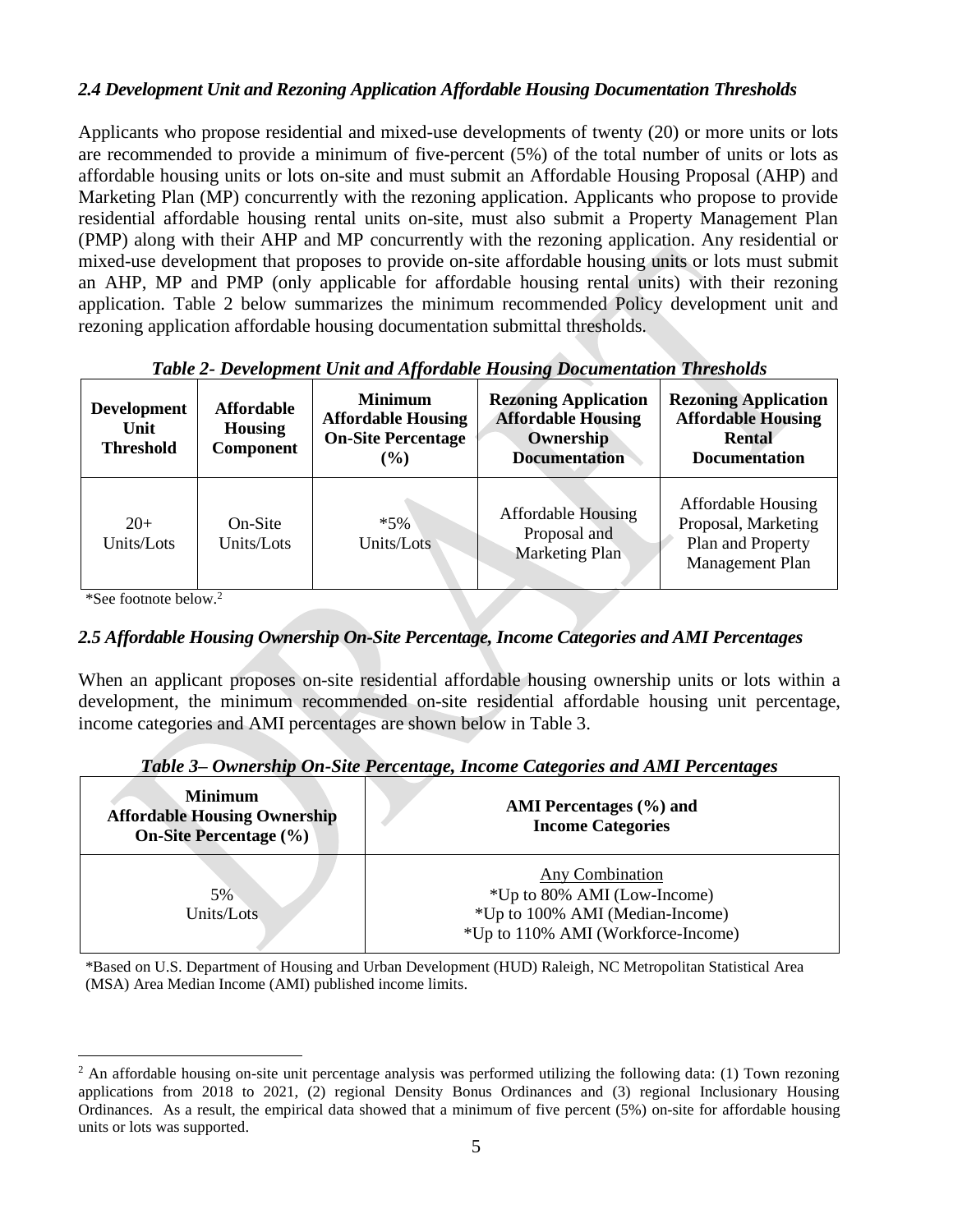### *2.4 Development Unit and Rezoning Application Affordable Housing Documentation Thresholds*

Applicants who propose residential and mixed-use developments of twenty (20) or more units or lots are recommended to provide a minimum of five-percent (5%) of the total number of units or lots as affordable housing units or lots on-site and must submit an Affordable Housing Proposal (AHP) and Marketing Plan (MP) concurrently with the rezoning application. Applicants who propose to provide residential affordable housing rental units on-site, must also submit a Property Management Plan (PMP) along with their AHP and MP concurrently with the rezoning application. Any residential or mixed-use development that proposes to provide on-site affordable housing units or lots must submit an AHP, MP and PMP (only applicable for affordable housing rental units) with their rezoning application. Table 2 below summarizes the minimum recommended Policy development unit and rezoning application affordable housing documentation submittal thresholds.

***Table 2- Development Unit and Affordable Housing Documentation Thresholds***

| **Development Unit Threshold** | **Affordable Housing Component** | **Minimum Affordable Housing On-Site Percentage (%)** | **Rezoning Application Affordable Housing Ownership Documentation** | **Rezoning Application Affordable Housing Rental Documentation** |
|---|---|---|---|---|
| 20+ Units/Lots | On-Site Units/Lots | *5% Units/Lots | Affordable Housing Proposal and Marketing Plan | Affordable Housing Proposal, Marketing Plan and Property Management Plan |

*See footnote below.[2]

### *2.5 Affordable Housing Ownership On-Site Percentage, Income Categories and AMI Percentages*

When an applicant proposes on-site residential affordable housing ownership units or lots within a development, the minimum recommended on-site residential affordable housing unit percentage, income categories and AMI percentages are shown below in Table 3.

***Table 3– Ownership On-Site Percentage, Income Categories and AMI Percentages***

| **Minimum Affordable Housing Ownership On-Site Percentage (%)** | **AMI Percentages (%) and Income Categories** |
|---|---|
| 5% Units/Lots | Any Combination<br>*Up to 80% AMI (Low-Income)<br>*Up to 100% AMI (Median-Income)<br>*Up to 110% AMI (Workforce-Income) |

*Based on U.S. Department of Housing and Urban Development (HUD) Raleigh, NC Metropolitan Statistical Area (MSA) Area Median Income (AMI) published income limits.

---

[2] An affordable housing on-site unit percentage analysis was performed utilizing the following data: (1) Town rezoning applications from 2018 to 2021, (2) regional Density Bonus Ordinances and (3) regional Inclusionary Housing Ordinances. As a result, the empirical data showed that a minimum of five percent (5%) on-site for affordable housing units or lots was supported.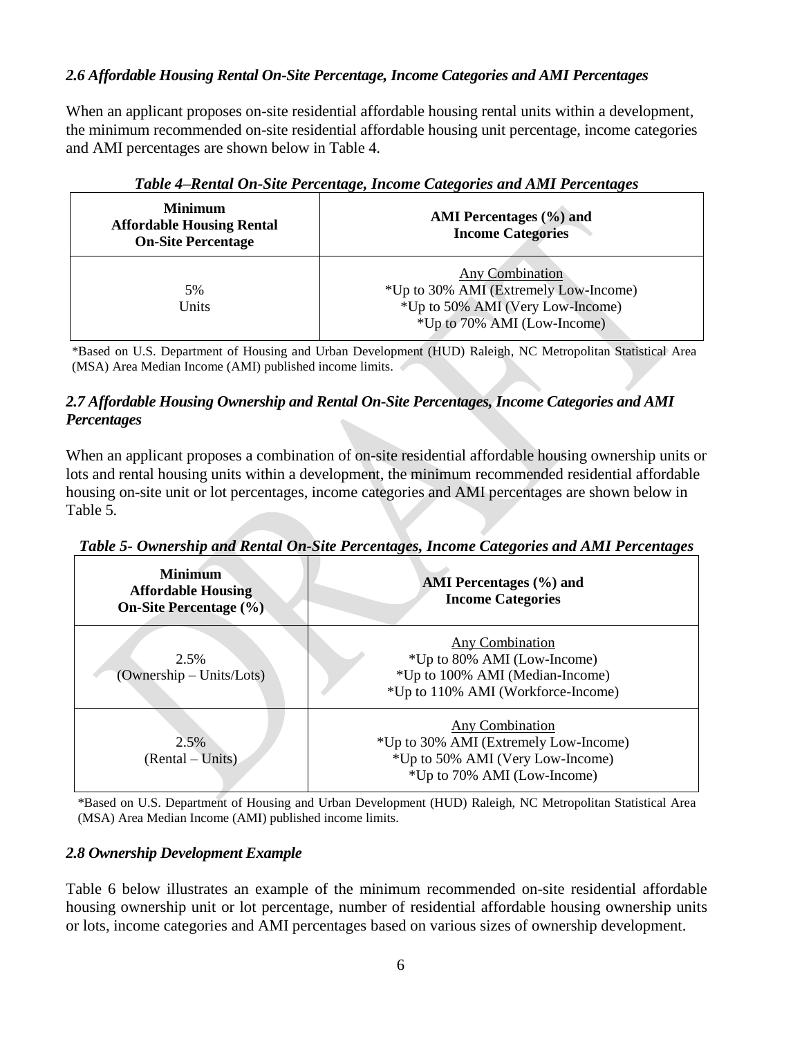### *2.6 Affordable Housing Rental On-Site Percentage, Income Categories and AMI Percentages*

When an applicant proposes on-site residential affordable housing rental units within a development, the minimum recommended on-site residential affordable housing unit percentage, income categories and AMI percentages are shown below in Table 4.

***Table 4–Rental On-Site Percentage, Income Categories and AMI Percentages***

| **Minimum Affordable Housing Rental On-Site Percentage** | **AMI Percentages (%) and Income Categories** |
|---|---|
| 5% Units | Any Combination<br>*Up to 30% AMI (Extremely Low-Income)<br>*Up to 50% AMI (Very Low-Income)<br>*Up to 70% AMI (Low-Income) |

*Based on U.S. Department of Housing and Urban Development (HUD) Raleigh, NC Metropolitan Statistical Area (MSA) Area Median Income (AMI) published income limits.

### *2.7 Affordable Housing Ownership and Rental On-Site Percentages, Income Categories and AMI Percentages*

When an applicant proposes a combination of on-site residential affordable housing ownership units or lots and rental housing units within a development, the minimum recommended residential affordable housing on-site unit or lot percentages, income categories and AMI percentages are shown below in Table 5.

***Table 5- Ownership and Rental On-Site Percentages, Income Categories and AMI Percentages***

| **Minimum Affordable Housing On-Site Percentage (%)** | **AMI Percentages (%) and Income Categories** |
|---|---|
| 2.5% (Ownership – Units/Lots) | Any Combination<br>*Up to 80% AMI (Low-Income)<br>*Up to 100% AMI (Median-Income)<br>*Up to 110% AMI (Workforce-Income) |
| 2.5% (Rental – Units) | Any Combination<br>*Up to 30% AMI (Extremely Low-Income)<br>*Up to 50% AMI (Very Low-Income)<br>*Up to 70% AMI (Low-Income) |

*Based on U.S. Department of Housing and Urban Development (HUD) Raleigh, NC Metropolitan Statistical Area (MSA) Area Median Income (AMI) published income limits.

### *2.8 Ownership Development Example*

Table 6 below illustrates an example of the minimum recommended on-site residential affordable housing ownership unit or lot percentage, number of residential affordable housing ownership units or lots, income categories and AMI percentages based on various sizes of ownership development.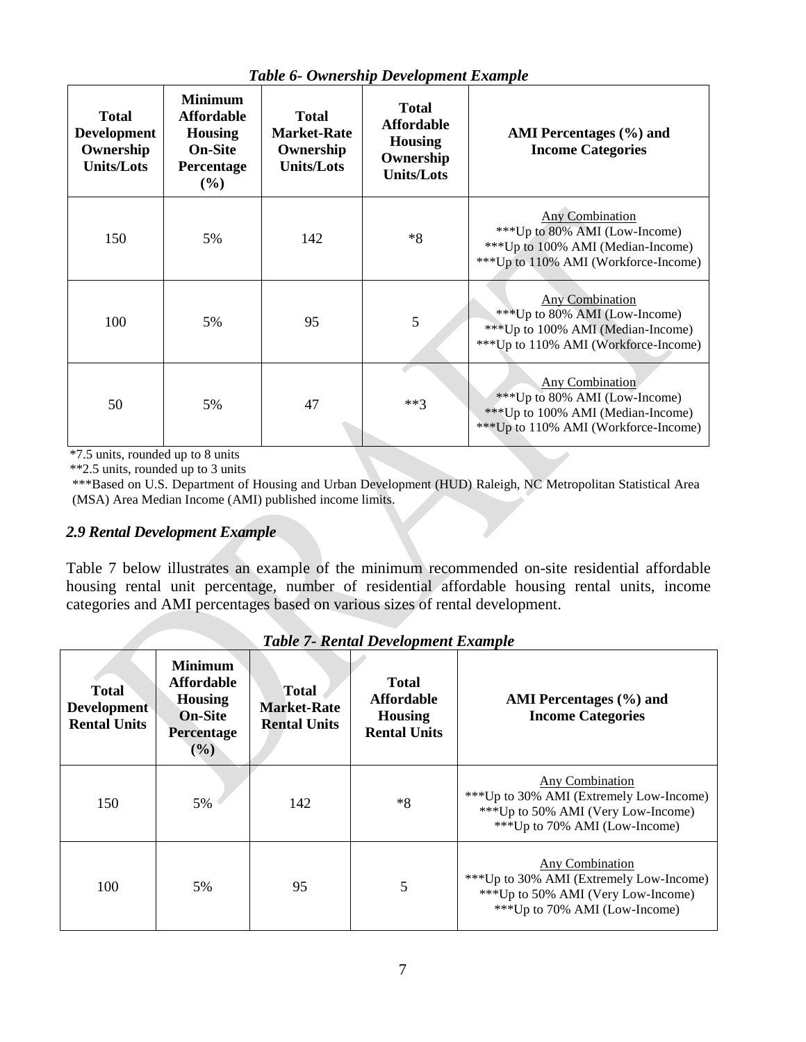*Table 6- Ownership Development Example*

| Total Development Ownership Units/Lots | Minimum Affordable Housing On-Site Percentage (%) | Total Market-Rate Ownership Units/Lots | Total Affordable Housing Ownership Units/Lots | AMI Percentages (%) and Income Categories |
|---|---|---|---|---|
| 150 | 5% | 142 | *8 | Any Combination<br>***Up to 80% AMI (Low-Income)<br>***Up to 100% AMI (Median-Income)<br>***Up to 110% AMI (Workforce-Income) |
| 100 | 5% | 95 | 5 | Any Combination<br>***Up to 80% AMI (Low-Income)<br>***Up to 100% AMI (Median-Income)<br>***Up to 110% AMI (Workforce-Income) |
| 50 | 5% | 47 | **3 | Any Combination<br>***Up to 80% AMI (Low-Income)<br>***Up to 100% AMI (Median-Income)<br>***Up to 110% AMI (Workforce-Income) |

*7.5 units, rounded up to 8 units

**2.5 units, rounded up to 3 units

***Based on U.S. Department of Housing and Urban Development (HUD) Raleigh, NC Metropolitan Statistical Area (MSA) Area Median Income (AMI) published income limits.

### *2.9 Rental Development Example*

Table 7 below illustrates an example of the minimum recommended on-site residential affordable housing rental unit percentage, number of residential affordable housing rental units, income categories and AMI percentages based on various sizes of rental development.

*Table 7- Rental Development Example*

| Total Development Rental Units | Minimum Affordable Housing On-Site Percentage (%) | Total Market-Rate Rental Units | Total Affordable Housing Rental Units | AMI Percentages (%) and Income Categories |
|---|---|---|---|---|
| 150 | 5% | 142 | *8 | Any Combination<br>***Up to 30% AMI (Extremely Low-Income)<br>***Up to 50% AMI (Very Low-Income)<br>***Up to 70% AMI (Low-Income) |
| 100 | 5% | 95 | 5 | Any Combination<br>***Up to 30% AMI (Extremely Low-Income)<br>***Up to 50% AMI (Very Low-Income)<br>***Up to 70% AMI (Low-Income) |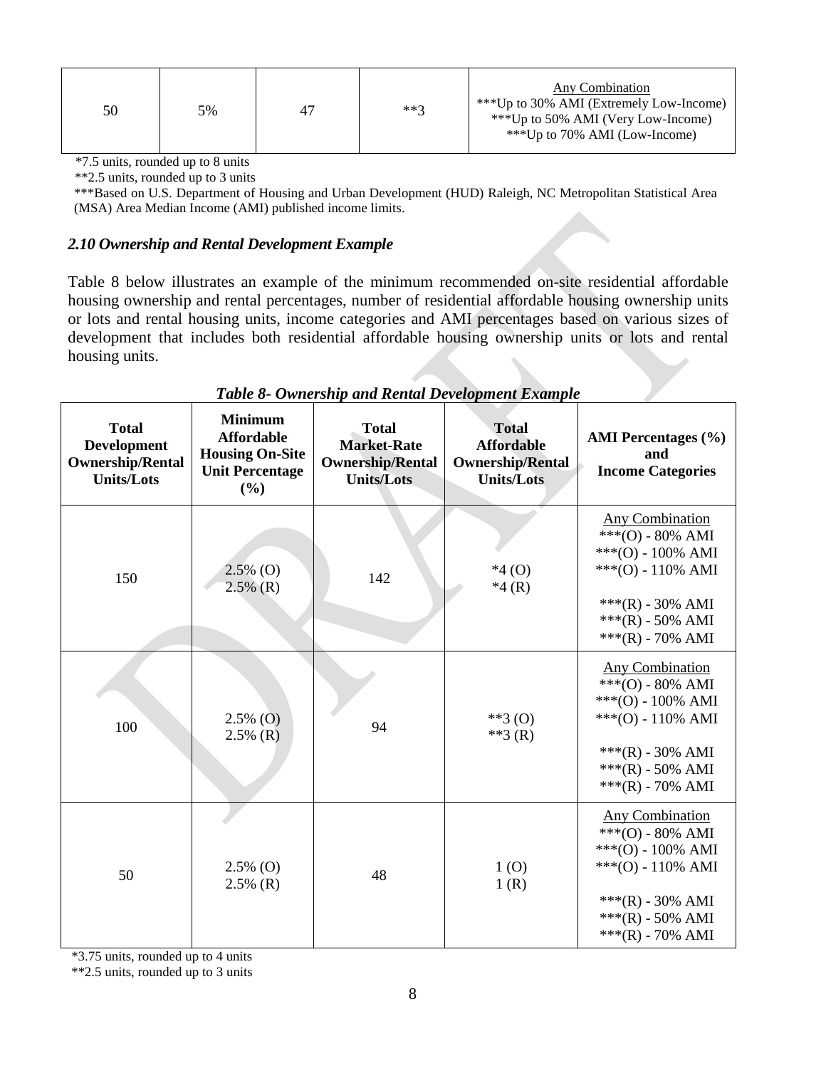| 50 | 5% | 47 | **3 | Any Combination<br>***Up to 30% AMI (Extremely Low-Income)<br>***Up to 50% AMI (Very Low-Income)<br>***Up to 70% AMI (Low-Income) |
|---|---|---|---|---|

*7.5 units, rounded up to 8 units

**2.5 units, rounded up to 3 units

***Based on U.S. Department of Housing and Urban Development (HUD) Raleigh, NC Metropolitan Statistical Area (MSA) Area Median Income (AMI) published income limits.

### *2.10 Ownership and Rental Development Example*

Table 8 below illustrates an example of the minimum recommended on-site residential affordable housing ownership and rental percentages, number of residential affordable housing ownership units or lots and rental housing units, income categories and AMI percentages based on various sizes of development that includes both residential affordable housing ownership units or lots and rental housing units.

***Table 8- Ownership and Rental Development Example***

| Total Development Ownership/Rental Units/Lots | Minimum Affordable Housing On-Site Unit Percentage (%) | Total Market-Rate Ownership/Rental Units/Lots | Total Affordable Ownership/Rental Units/Lots | AMI Percentages (%) and Income Categories |
|---|---|---|---|---|
| 150 | 2.5% (O)<br>2.5% (R) | 142 | *4 (O)<br>*4 (R) | Any Combination<br>***(O) - 80% AMI<br>***(O) - 100% AMI<br>***(O) - 110% AMI<br><br>***(R) - 30% AMI<br>***(R) - 50% AMI<br>***(R) - 70% AMI |
| 100 | 2.5% (O)<br>2.5% (R) | 94 | **3 (O)<br>**3 (R) | Any Combination<br>***(O) - 80% AMI<br>***(O) - 100% AMI<br>***(O) - 110% AMI<br><br>***(R) - 30% AMI<br>***(R) - 50% AMI<br>***(R) - 70% AMI |
| 50 | 2.5% (O)<br>2.5% (R) | 48 | 1 (O)<br>1 (R) | Any Combination<br>***(O) - 80% AMI<br>***(O) - 100% AMI<br>***(O) - 110% AMI<br><br>***(R) - 30% AMI<br>***(R) - 50% AMI<br>***(R) - 70% AMI |

*3.75 units, rounded up to 4 units

**2.5 units, rounded up to 3 units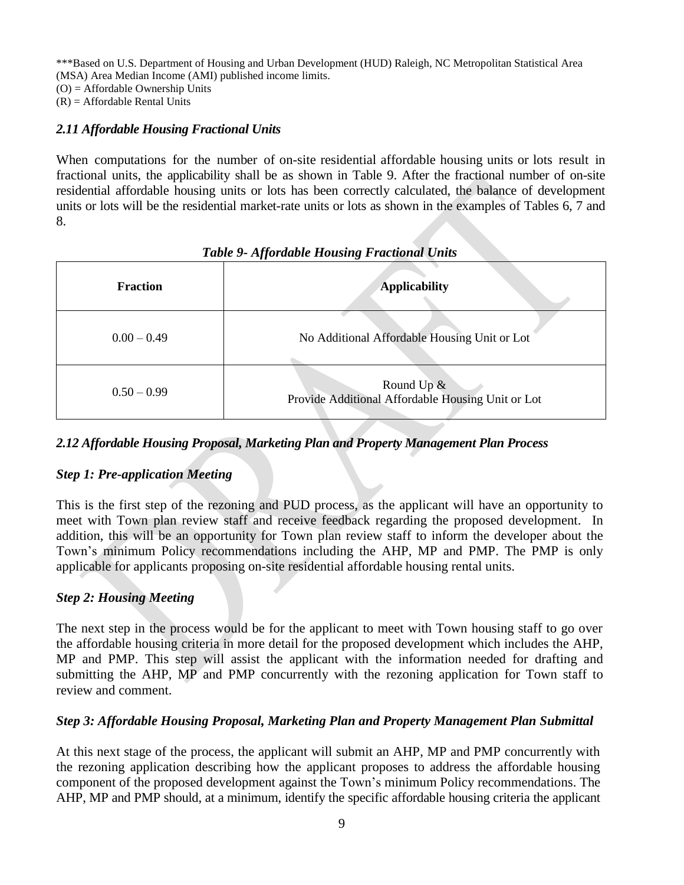***Based on U.S. Department of Housing and Urban Development (HUD) Raleigh, NC Metropolitan Statistical Area (MSA) Area Median Income (AMI) published income limits.
(O) = Affordable Ownership Units
(R) = Affordable Rental Units

### *2.11 Affordable Housing Fractional Units*

When computations for the number of on-site residential affordable housing units or lots result in fractional units, the applicability shall be as shown in Table 9. After the fractional number of on-site residential affordable housing units or lots has been correctly calculated, the balance of development units or lots will be the residential market-rate units or lots as shown in the examples of Tables 6, 7 and 8.

*Table 9- Affordable Housing Fractional Units*

| Fraction | Applicability |
| --- | --- |
| 0.00 – 0.49 | No Additional Affordable Housing Unit or Lot |
| 0.50 – 0.99 | Round Up & Provide Additional Affordable Housing Unit or Lot |

### *2.12 Affordable Housing Proposal, Marketing Plan and Property Management Plan Process*

#### *Step 1: Pre-application Meeting*

This is the first step of the rezoning and PUD process, as the applicant will have an opportunity to meet with Town plan review staff and receive feedback regarding the proposed development. In addition, this will be an opportunity for Town plan review staff to inform the developer about the Town's minimum Policy recommendations including the AHP, MP and PMP. The PMP is only applicable for applicants proposing on-site residential affordable housing rental units.

#### *Step 2: Housing Meeting*

The next step in the process would be for the applicant to meet with Town housing staff to go over the affordable housing criteria in more detail for the proposed development which includes the AHP, MP and PMP. This step will assist the applicant with the information needed for drafting and submitting the AHP, MP and PMP concurrently with the rezoning application for Town staff to review and comment.

#### *Step 3: Affordable Housing Proposal, Marketing Plan and Property Management Plan Submittal*

At this next stage of the process, the applicant will submit an AHP, MP and PMP concurrently with the rezoning application describing how the applicant proposes to address the affordable housing component of the proposed development against the Town's minimum Policy recommendations. The AHP, MP and PMP should, at a minimum, identify the specific affordable housing criteria the applicant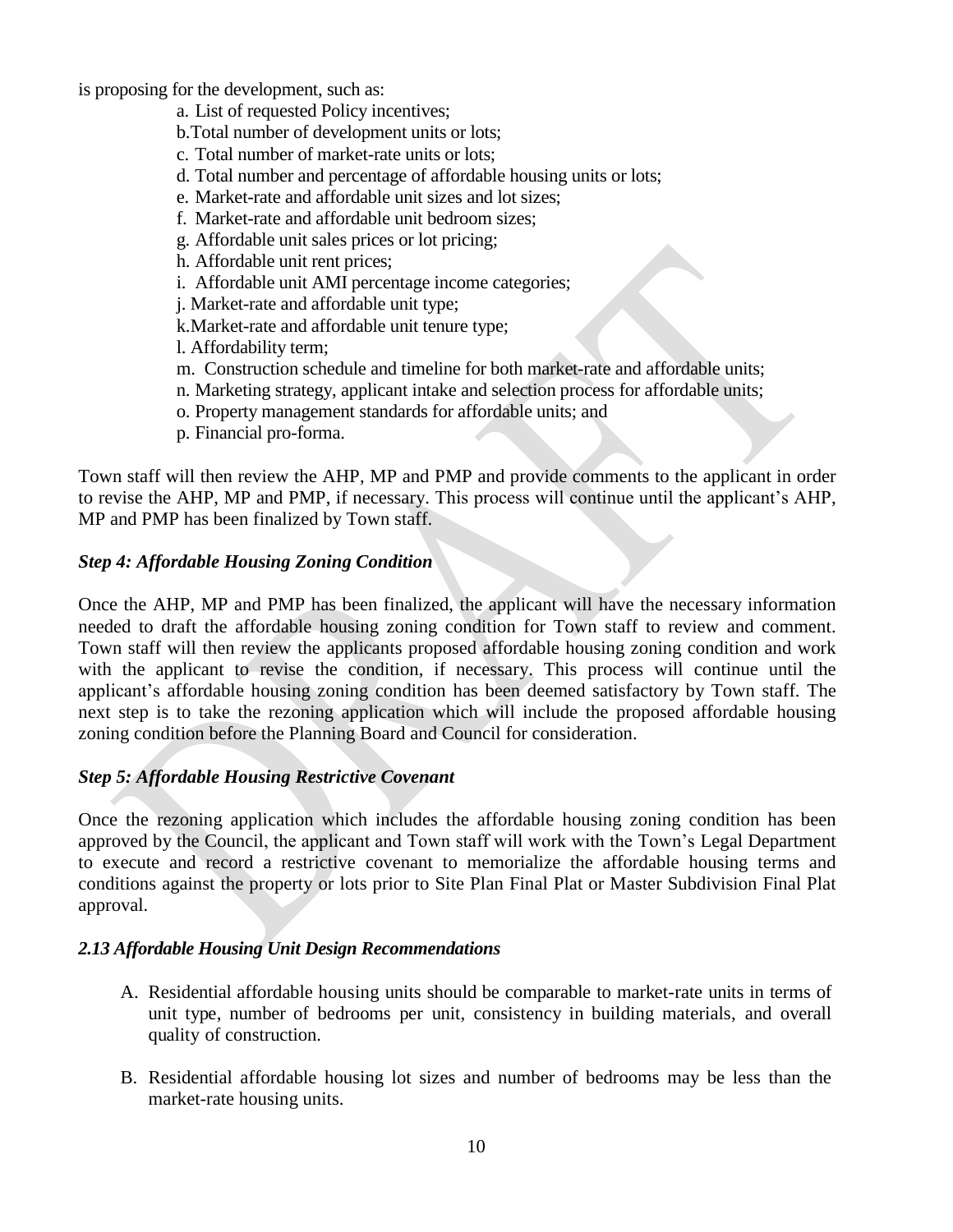is proposing for the development, such as:

a. List of requested Policy incentives;
b. Total number of development units or lots;
c. Total number of market-rate units or lots;
d. Total number and percentage of affordable housing units or lots;
e. Market-rate and affordable unit sizes and lot sizes;
f. Market-rate and affordable unit bedroom sizes;
g. Affordable unit sales prices or lot pricing;
h. Affordable unit rent prices;
i. Affordable unit AMI percentage income categories;
j. Market-rate and affordable unit type;
k. Market-rate and affordable unit tenure type;
l. Affordability term;
m. Construction schedule and timeline for both market-rate and affordable units;
n. Marketing strategy, applicant intake and selection process for affordable units;
o. Property management standards for affordable units; and
p. Financial pro-forma.

Town staff will then review the AHP, MP and PMP and provide comments to the applicant in order to revise the AHP, MP and PMP, if necessary. This process will continue until the applicant's AHP, MP and PMP has been finalized by Town staff.

### *Step 4: Affordable Housing Zoning Condition*

Once the AHP, MP and PMP has been finalized, the applicant will have the necessary information needed to draft the affordable housing zoning condition for Town staff to review and comment. Town staff will then review the applicants proposed affordable housing zoning condition and work with the applicant to revise the condition, if necessary. This process will continue until the applicant's affordable housing zoning condition has been deemed satisfactory by Town staff. The next step is to take the rezoning application which will include the proposed affordable housing zoning condition before the Planning Board and Council for consideration.

### *Step 5: Affordable Housing Restrictive Covenant*

Once the rezoning application which includes the affordable housing zoning condition has been approved by the Council, the applicant and Town staff will work with the Town's Legal Department to execute and record a restrictive covenant to memorialize the affordable housing terms and conditions against the property or lots prior to Site Plan Final Plat or Master Subdivision Final Plat approval.

### *2.13 Affordable Housing Unit Design Recommendations*

A. Residential affordable housing units should be comparable to market-rate units in terms of unit type, number of bedrooms per unit, consistency in building materials, and overall quality of construction.

B. Residential affordable housing lot sizes and number of bedrooms may be less than the market-rate housing units.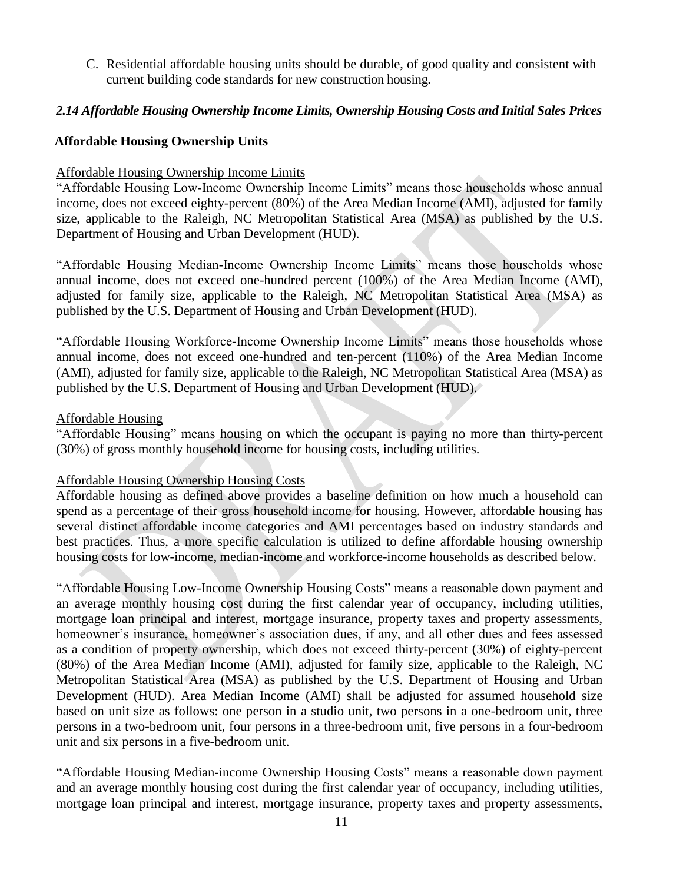C. Residential affordable housing units should be durable, of good quality and consistent with current building code standards for new construction housing.

### *2.14 Affordable Housing Ownership Income Limits, Ownership Housing Costs and Initial Sales Prices*

**Affordable Housing Ownership Units**

Affordable Housing Ownership Income Limits

"Affordable Housing Low-Income Ownership Income Limits" means those households whose annual income, does not exceed eighty-percent (80%) of the Area Median Income (AMI), adjusted for family size, applicable to the Raleigh, NC Metropolitan Statistical Area (MSA) as published by the U.S. Department of Housing and Urban Development (HUD).

"Affordable Housing Median-Income Ownership Income Limits" means those households whose annual income, does not exceed one-hundred percent (100%) of the Area Median Income (AMI), adjusted for family size, applicable to the Raleigh, NC Metropolitan Statistical Area (MSA) as published by the U.S. Department of Housing and Urban Development (HUD).

"Affordable Housing Workforce-Income Ownership Income Limits" means those households whose annual income, does not exceed one-hundred and ten-percent (110%) of the Area Median Income (AMI), adjusted for family size, applicable to the Raleigh, NC Metropolitan Statistical Area (MSA) as published by the U.S. Department of Housing and Urban Development (HUD).

Affordable Housing

"Affordable Housing" means housing on which the occupant is paying no more than thirty-percent (30%) of gross monthly household income for housing costs, including utilities.

Affordable Housing Ownership Housing Costs

Affordable housing as defined above provides a baseline definition on how much a household can spend as a percentage of their gross household income for housing. However, affordable housing has several distinct affordable income categories and AMI percentages based on industry standards and best practices. Thus, a more specific calculation is utilized to define affordable housing ownership housing costs for low-income, median-income and workforce-income households as described below.

"Affordable Housing Low-Income Ownership Housing Costs" means a reasonable down payment and an average monthly housing cost during the first calendar year of occupancy, including utilities, mortgage loan principal and interest, mortgage insurance, property taxes and property assessments, homeowner's insurance, homeowner's association dues, if any, and all other dues and fees assessed as a condition of property ownership, which does not exceed thirty-percent (30%) of eighty-percent (80%) of the Area Median Income (AMI), adjusted for family size, applicable to the Raleigh, NC Metropolitan Statistical Area (MSA) as published by the U.S. Department of Housing and Urban Development (HUD). Area Median Income (AMI) shall be adjusted for assumed household size based on unit size as follows: one person in a studio unit, two persons in a one-bedroom unit, three persons in a two-bedroom unit, four persons in a three-bedroom unit, five persons in a four-bedroom unit and six persons in a five-bedroom unit.

"Affordable Housing Median-income Ownership Housing Costs" means a reasonable down payment and an average monthly housing cost during the first calendar year of occupancy, including utilities, mortgage loan principal and interest, mortgage insurance, property taxes and property assessments,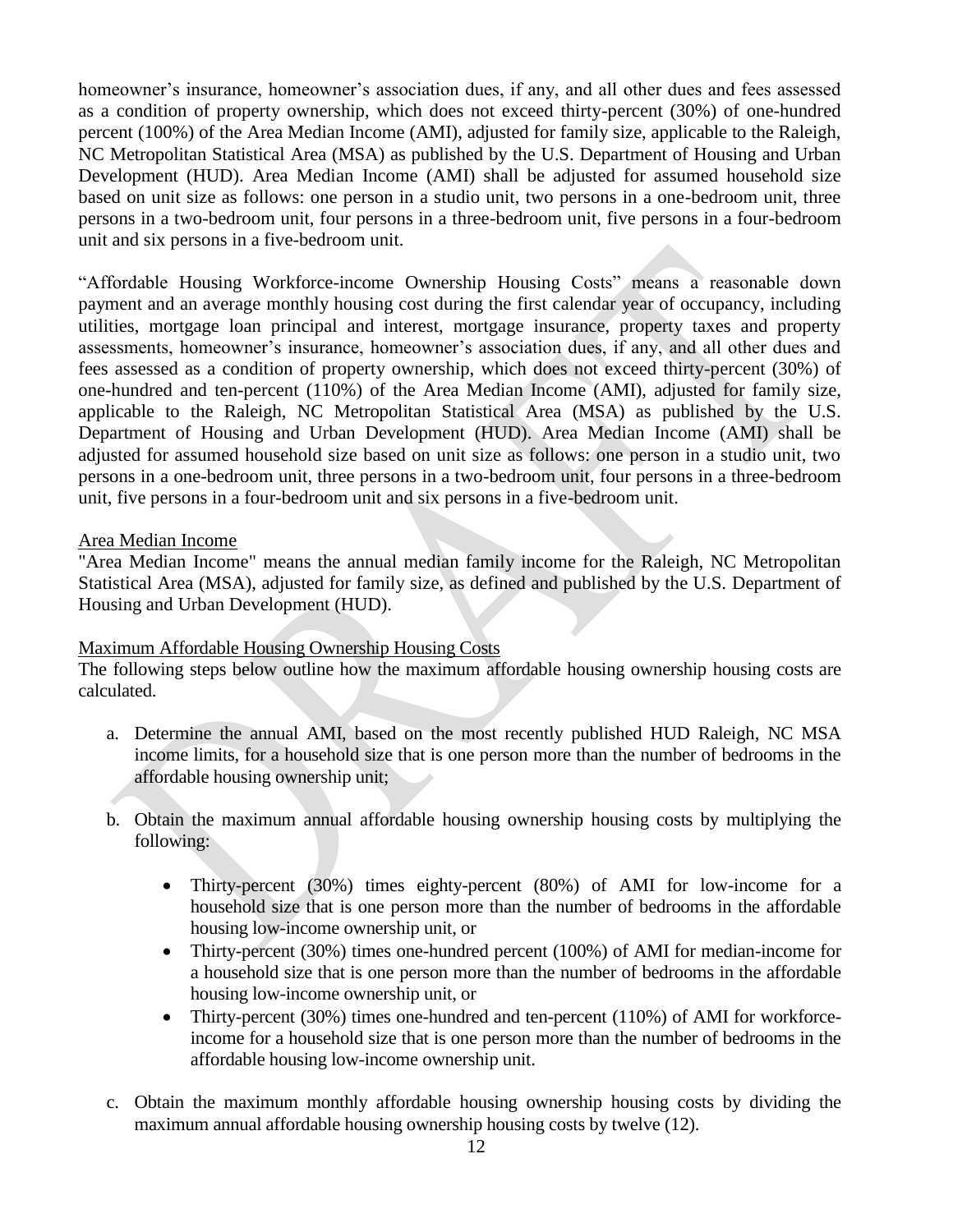homeowner's insurance, homeowner's association dues, if any, and all other dues and fees assessed as a condition of property ownership, which does not exceed thirty-percent (30%) of one-hundred percent (100%) of the Area Median Income (AMI), adjusted for family size, applicable to the Raleigh, NC Metropolitan Statistical Area (MSA) as published by the U.S. Department of Housing and Urban Development (HUD). Area Median Income (AMI) shall be adjusted for assumed household size based on unit size as follows: one person in a studio unit, two persons in a one-bedroom unit, three persons in a two-bedroom unit, four persons in a three-bedroom unit, five persons in a four-bedroom unit and six persons in a five-bedroom unit.

"Affordable Housing Workforce-income Ownership Housing Costs" means a reasonable down payment and an average monthly housing cost during the first calendar year of occupancy, including utilities, mortgage loan principal and interest, mortgage insurance, property taxes and property assessments, homeowner's insurance, homeowner's association dues, if any, and all other dues and fees assessed as a condition of property ownership, which does not exceed thirty-percent (30%) of one-hundred and ten-percent (110%) of the Area Median Income (AMI), adjusted for family size, applicable to the Raleigh, NC Metropolitan Statistical Area (MSA) as published by the U.S. Department of Housing and Urban Development (HUD). Area Median Income (AMI) shall be adjusted for assumed household size based on unit size as follows: one person in a studio unit, two persons in a one-bedroom unit, three persons in a two-bedroom unit, four persons in a three-bedroom unit, five persons in a four-bedroom unit and six persons in a five-bedroom unit.

Area Median Income

"Area Median Income" means the annual median family income for the Raleigh, NC Metropolitan Statistical Area (MSA), adjusted for family size, as defined and published by the U.S. Department of Housing and Urban Development (HUD).

Maximum Affordable Housing Ownership Housing Costs

The following steps below outline how the maximum affordable housing ownership housing costs are calculated.

a. Determine the annual AMI, based on the most recently published HUD Raleigh, NC MSA income limits, for a household size that is one person more than the number of bedrooms in the affordable housing ownership unit;

b. Obtain the maximum annual affordable housing ownership housing costs by multiplying the following:

   - Thirty-percent (30%) times eighty-percent (80%) of AMI for low-income for a household size that is one person more than the number of bedrooms in the affordable housing low-income ownership unit, or
   - Thirty-percent (30%) times one-hundred percent (100%) of AMI for median-income for a household size that is one person more than the number of bedrooms in the affordable housing low-income ownership unit, or
   - Thirty-percent (30%) times one-hundred and ten-percent (110%) of AMI for workforce-income for a household size that is one person more than the number of bedrooms in the affordable housing low-income ownership unit.

c. Obtain the maximum monthly affordable housing ownership housing costs by dividing the maximum annual affordable housing ownership housing costs by twelve (12).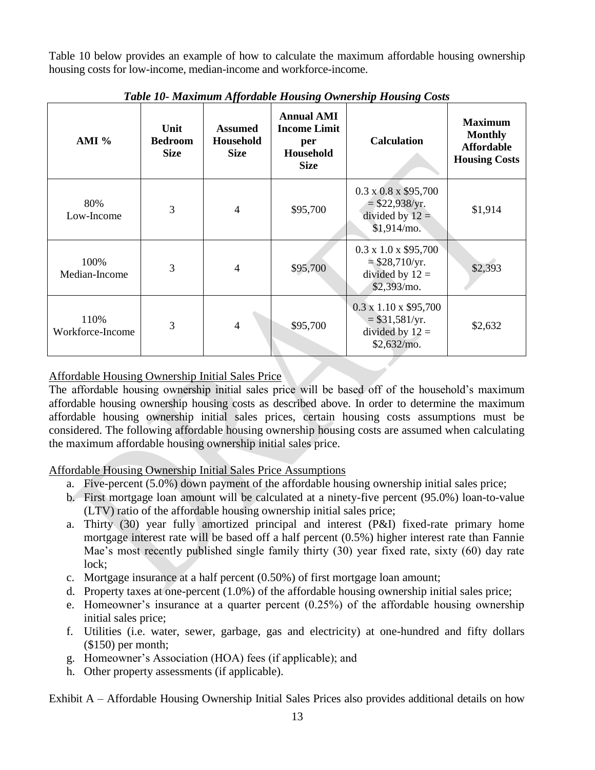Table 10 below provides an example of how to calculate the maximum affordable housing ownership housing costs for low-income, median-income and workforce-income.

***Table 10- Maximum Affordable Housing Ownership Housing Costs***

| AMI % | Unit Bedroom Size | Assumed Household Size | Annual AMI Income Limit per Household Size | Calculation | Maximum Monthly Affordable Housing Costs |
|---|---|---|---|---|---|
| 80% Low-Income | 3 | 4 | $95,700 | 0.3 x 0.8 x $95,700 = $22,938/yr. divided by 12 = $1,914/mo. | $1,914 |
| 100% Median-Income | 3 | 4 | $95,700 | 0.3 x 1.0 x $95,700 = $28,710/yr. divided by 12 = $2,393/mo. | $2,393 |
| 110% Workforce-Income | 3 | 4 | $95,700 | 0.3 x 1.10 x $95,700 = $31,581/yr. divided by 12 = $2,632/mo. | $2,632 |

<u>Affordable Housing Ownership Initial Sales Price</u>

The affordable housing ownership initial sales price will be based off of the household's maximum affordable housing ownership housing costs as described above. In order to determine the maximum affordable housing ownership initial sales prices, certain housing costs assumptions must be considered. The following affordable housing ownership housing costs are assumed when calculating the maximum affordable housing ownership initial sales price.

<u>Affordable Housing Ownership Initial Sales Price Assumptions</u>

a. Five-percent (5.0%) down payment of the affordable housing ownership initial sales price;
b. First mortgage loan amount will be calculated at a ninety-five percent (95.0%) loan-to-value (LTV) ratio of the affordable housing ownership initial sales price;
a. Thirty (30) year fully amortized principal and interest (P&I) fixed-rate primary home mortgage interest rate will be based off a half percent (0.5%) higher interest rate than Fannie Mae's most recently published single family thirty (30) year fixed rate, sixty (60) day rate lock;
c. Mortgage insurance at a half percent (0.50%) of first mortgage loan amount;
d. Property taxes at one-percent (1.0%) of the affordable housing ownership initial sales price;
e. Homeowner's insurance at a quarter percent (0.25%) of the affordable housing ownership initial sales price;
f. Utilities (i.e. water, sewer, garbage, gas and electricity) at one-hundred and fifty dollars ($150) per month;
g. Homeowner's Association (HOA) fees (if applicable); and
h. Other property assessments (if applicable).

Exhibit A – Affordable Housing Ownership Initial Sales Prices also provides additional details on how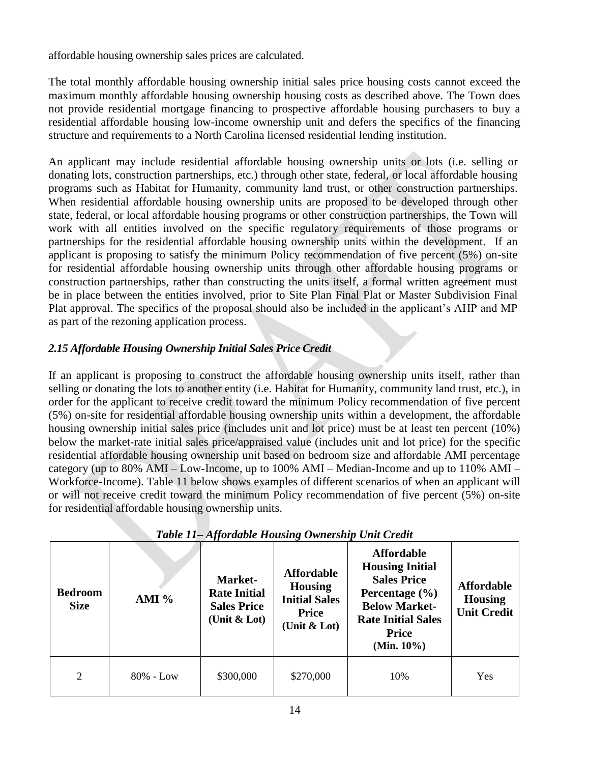affordable housing ownership sales prices are calculated.

The total monthly affordable housing ownership initial sales price housing costs cannot exceed the maximum monthly affordable housing ownership housing costs as described above. The Town does not provide residential mortgage financing to prospective affordable housing purchasers to buy a residential affordable housing low-income ownership unit and defers the specifics of the financing structure and requirements to a North Carolina licensed residential lending institution.

An applicant may include residential affordable housing ownership units or lots (i.e. selling or donating lots, construction partnerships, etc.) through other state, federal, or local affordable housing programs such as Habitat for Humanity, community land trust, or other construction partnerships. When residential affordable housing ownership units are proposed to be developed through other state, federal, or local affordable housing programs or other construction partnerships, the Town will work with all entities involved on the specific regulatory requirements of those programs or partnerships for the residential affordable housing ownership units within the development. If an applicant is proposing to satisfy the minimum Policy recommendation of five percent (5%) on-site for residential affordable housing ownership units through other affordable housing programs or construction partnerships, rather than constructing the units itself, a formal written agreement must be in place between the entities involved, prior to Site Plan Final Plat or Master Subdivision Final Plat approval. The specifics of the proposal should also be included in the applicant's AHP and MP as part of the rezoning application process.

### *2.15 Affordable Housing Ownership Initial Sales Price Credit*

If an applicant is proposing to construct the affordable housing ownership units itself, rather than selling or donating the lots to another entity (i.e. Habitat for Humanity, community land trust, etc.), in order for the applicant to receive credit toward the minimum Policy recommendation of five percent (5%) on-site for residential affordable housing ownership units within a development, the affordable housing ownership initial sales price (includes unit and lot price) must be at least ten percent (10%) below the market-rate initial sales price/appraised value (includes unit and lot price) for the specific residential affordable housing ownership unit based on bedroom size and affordable AMI percentage category (up to 80% AMI – Low-Income, up to 100% AMI – Median-Income and up to 110% AMI – Workforce-Income). Table 11 below shows examples of different scenarios of when an applicant will or will not receive credit toward the minimum Policy recommendation of five percent (5%) on-site for residential affordable housing ownership units.

***Table 11– Affordable Housing Ownership Unit Credit***

| Bedroom Size | AMI % | Market-Rate Initial Sales Price (Unit & Lot) | Affordable Housing Initial Sales Price (Unit & Lot) | Affordable Housing Initial Sales Price Percentage (%) Below Market-Rate Initial Sales Price (Min. 10%) | Affordable Housing Unit Credit |
|---|---|---|---|---|---|
| 2 | 80% - Low | \$300,000 | \$270,000 | 10% | Yes |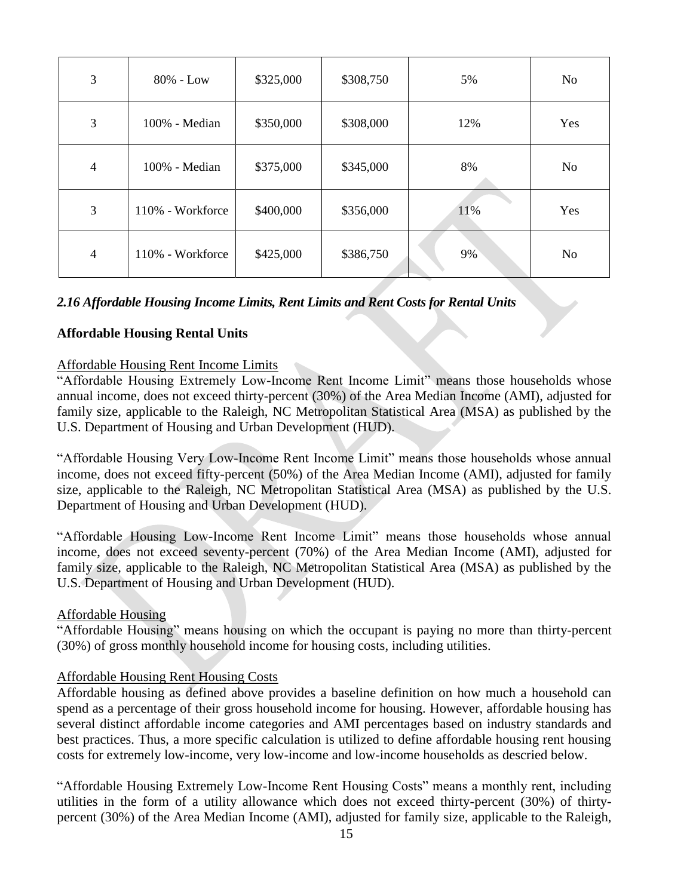| 3 | 80% - Low | $325,000 | $308,750 | 5% | No |
|---|---|---|---|---|---|
| 3 | 100% - Median | $350,000 | $308,000 | 12% | Yes |
| 4 | 100% - Median | $375,000 | $345,000 | 8% | No |
| 3 | 110% - Workforce | $400,000 | $356,000 | 11% | Yes |
| 4 | 110% - Workforce | $425,000 | $386,750 | 9% | No |

### *2.16 Affordable Housing Income Limits, Rent Limits and Rent Costs for Rental Units*

**Affordable Housing Rental Units**

Affordable Housing Rent Income Limits

"Affordable Housing Extremely Low-Income Rent Income Limit" means those households whose annual income, does not exceed thirty-percent (30%) of the Area Median Income (AMI), adjusted for family size, applicable to the Raleigh, NC Metropolitan Statistical Area (MSA) as published by the U.S. Department of Housing and Urban Development (HUD).

"Affordable Housing Very Low-Income Rent Income Limit" means those households whose annual income, does not exceed fifty-percent (50%) of the Area Median Income (AMI), adjusted for family size, applicable to the Raleigh, NC Metropolitan Statistical Area (MSA) as published by the U.S. Department of Housing and Urban Development (HUD).

"Affordable Housing Low-Income Rent Income Limit" means those households whose annual income, does not exceed seventy-percent (70%) of the Area Median Income (AMI), adjusted for family size, applicable to the Raleigh, NC Metropolitan Statistical Area (MSA) as published by the U.S. Department of Housing and Urban Development (HUD).

Affordable Housing

"Affordable Housing" means housing on which the occupant is paying no more than thirty-percent (30%) of gross monthly household income for housing costs, including utilities.

Affordable Housing Rent Housing Costs

Affordable housing as defined above provides a baseline definition on how much a household can spend as a percentage of their gross household income for housing. However, affordable housing has several distinct affordable income categories and AMI percentages based on industry standards and best practices. Thus, a more specific calculation is utilized to define affordable housing rent housing costs for extremely low-income, very low-income and low-income households as descried below.

"Affordable Housing Extremely Low-Income Rent Housing Costs" means a monthly rent, including utilities in the form of a utility allowance which does not exceed thirty-percent (30%) of thirty-percent (30%) of the Area Median Income (AMI), adjusted for family size, applicable to the Raleigh,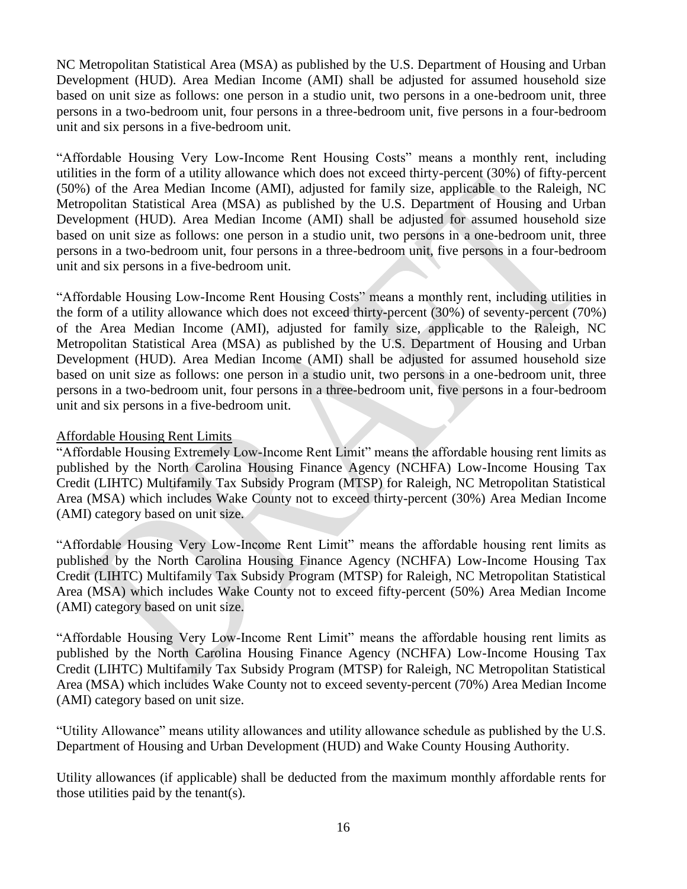NC Metropolitan Statistical Area (MSA) as published by the U.S. Department of Housing and Urban Development (HUD). Area Median Income (AMI) shall be adjusted for assumed household size based on unit size as follows: one person in a studio unit, two persons in a one-bedroom unit, three persons in a two-bedroom unit, four persons in a three-bedroom unit, five persons in a four-bedroom unit and six persons in a five-bedroom unit.

"Affordable Housing Very Low-Income Rent Housing Costs" means a monthly rent, including utilities in the form of a utility allowance which does not exceed thirty-percent (30%) of fifty-percent (50%) of the Area Median Income (AMI), adjusted for family size, applicable to the Raleigh, NC Metropolitan Statistical Area (MSA) as published by the U.S. Department of Housing and Urban Development (HUD). Area Median Income (AMI) shall be adjusted for assumed household size based on unit size as follows: one person in a studio unit, two persons in a one-bedroom unit, three persons in a two-bedroom unit, four persons in a three-bedroom unit, five persons in a four-bedroom unit and six persons in a five-bedroom unit.

"Affordable Housing Low-Income Rent Housing Costs" means a monthly rent, including utilities in the form of a utility allowance which does not exceed thirty-percent (30%) of seventy-percent (70%) of the Area Median Income (AMI), adjusted for family size, applicable to the Raleigh, NC Metropolitan Statistical Area (MSA) as published by the U.S. Department of Housing and Urban Development (HUD). Area Median Income (AMI) shall be adjusted for assumed household size based on unit size as follows: one person in a studio unit, two persons in a one-bedroom unit, three persons in a two-bedroom unit, four persons in a three-bedroom unit, five persons in a four-bedroom unit and six persons in a five-bedroom unit.

Affordable Housing Rent Limits

"Affordable Housing Extremely Low-Income Rent Limit" means the affordable housing rent limits as published by the North Carolina Housing Finance Agency (NCHFA) Low-Income Housing Tax Credit (LIHTC) Multifamily Tax Subsidy Program (MTSP) for Raleigh, NC Metropolitan Statistical Area (MSA) which includes Wake County not to exceed thirty-percent (30%) Area Median Income (AMI) category based on unit size.

"Affordable Housing Very Low-Income Rent Limit" means the affordable housing rent limits as published by the North Carolina Housing Finance Agency (NCHFA) Low-Income Housing Tax Credit (LIHTC) Multifamily Tax Subsidy Program (MTSP) for Raleigh, NC Metropolitan Statistical Area (MSA) which includes Wake County not to exceed fifty-percent (50%) Area Median Income (AMI) category based on unit size.

"Affordable Housing Very Low-Income Rent Limit" means the affordable housing rent limits as published by the North Carolina Housing Finance Agency (NCHFA) Low-Income Housing Tax Credit (LIHTC) Multifamily Tax Subsidy Program (MTSP) for Raleigh, NC Metropolitan Statistical Area (MSA) which includes Wake County not to exceed seventy-percent (70%) Area Median Income (AMI) category based on unit size.

"Utility Allowance" means utility allowances and utility allowance schedule as published by the U.S. Department of Housing and Urban Development (HUD) and Wake County Housing Authority.

Utility allowances (if applicable) shall be deducted from the maximum monthly affordable rents for those utilities paid by the tenant(s).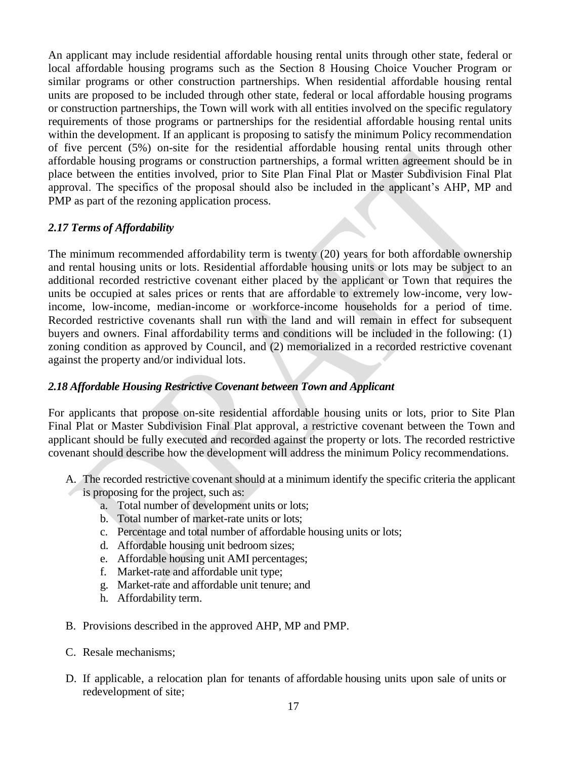An applicant may include residential affordable housing rental units through other state, federal or local affordable housing programs such as the Section 8 Housing Choice Voucher Program or similar programs or other construction partnerships. When residential affordable housing rental units are proposed to be included through other state, federal or local affordable housing programs or construction partnerships, the Town will work with all entities involved on the specific regulatory requirements of those programs or partnerships for the residential affordable housing rental units within the development. If an applicant is proposing to satisfy the minimum Policy recommendation of five percent (5%) on-site for the residential affordable housing rental units through other affordable housing programs or construction partnerships, a formal written agreement should be in place between the entities involved, prior to Site Plan Final Plat or Master Subdivision Final Plat approval. The specifics of the proposal should also be included in the applicant's AHP, MP and PMP as part of the rezoning application process.

### *2.17 Terms of Affordability*

The minimum recommended affordability term is twenty (20) years for both affordable ownership and rental housing units or lots. Residential affordable housing units or lots may be subject to an additional recorded restrictive covenant either placed by the applicant or Town that requires the units be occupied at sales prices or rents that are affordable to extremely low-income, very low-income, low-income, median-income or workforce-income households for a period of time. Recorded restrictive covenants shall run with the land and will remain in effect for subsequent buyers and owners. Final affordability terms and conditions will be included in the following: (1) zoning condition as approved by Council, and (2) memorialized in a recorded restrictive covenant against the property and/or individual lots.

### *2.18 Affordable Housing Restrictive Covenant between Town and Applicant*

For applicants that propose on-site residential affordable housing units or lots, prior to Site Plan Final Plat or Master Subdivision Final Plat approval, a restrictive covenant between the Town and applicant should be fully executed and recorded against the property or lots. The recorded restrictive covenant should describe how the development will address the minimum Policy recommendations.

A. The recorded restrictive covenant should at a minimum identify the specific criteria the applicant is proposing for the project, such as:
    a. Total number of development units or lots;
    b. Total number of market-rate units or lots;
    c. Percentage and total number of affordable housing units or lots;
    d. Affordable housing unit bedroom sizes;
    e. Affordable housing unit AMI percentages;
    f. Market-rate and affordable unit type;
    g. Market-rate and affordable unit tenure; and
    h. Affordability term.

B. Provisions described in the approved AHP, MP and PMP.

C. Resale mechanisms;

D. If applicable, a relocation plan for tenants of affordable housing units upon sale of units or redevelopment of site;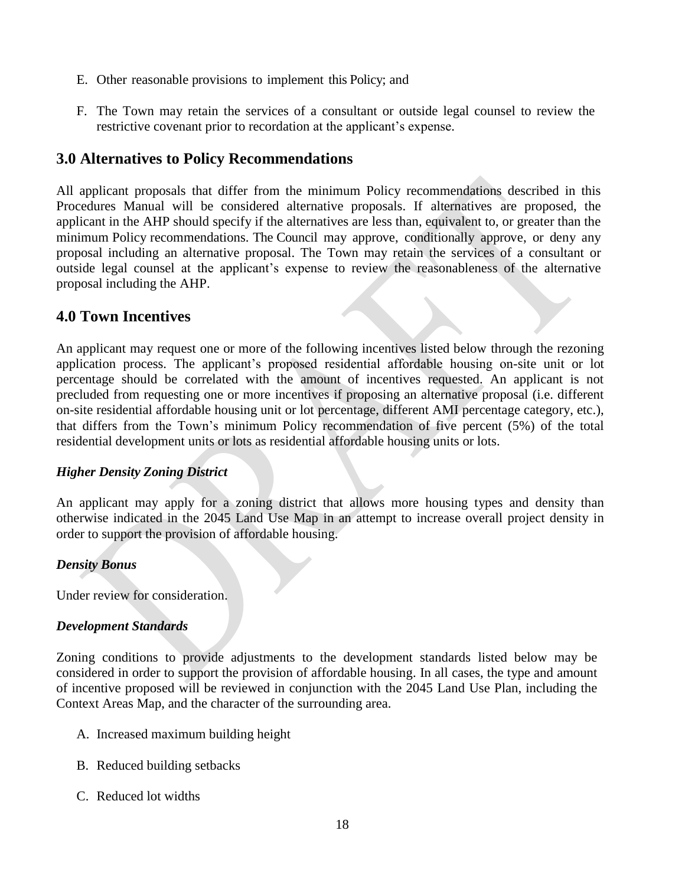E. Other reasonable provisions to implement this Policy; and

F. The Town may retain the services of a consultant or outside legal counsel to review the restrictive covenant prior to recordation at the applicant's expense.

## 3.0 Alternatives to Policy Recommendations

All applicant proposals that differ from the minimum Policy recommendations described in this Procedures Manual will be considered alternative proposals. If alternatives are proposed, the applicant in the AHP should specify if the alternatives are less than, equivalent to, or greater than the minimum Policy recommendations. The Council may approve, conditionally approve, or deny any proposal including an alternative proposal. The Town may retain the services of a consultant or outside legal counsel at the applicant's expense to review the reasonableness of the alternative proposal including the AHP.

## 4.0 Town Incentives

An applicant may request one or more of the following incentives listed below through the rezoning application process. The applicant's proposed residential affordable housing on-site unit or lot percentage should be correlated with the amount of incentives requested. An applicant is not precluded from requesting one or more incentives if proposing an alternative proposal (i.e. different on-site residential affordable housing unit or lot percentage, different AMI percentage category, etc.), that differs from the Town's minimum Policy recommendation of five percent (5%) of the total residential development units or lots as residential affordable housing units or lots.

***Higher Density Zoning District***

An applicant may apply for a zoning district that allows more housing types and density than otherwise indicated in the 2045 Land Use Map in an attempt to increase overall project density in order to support the provision of affordable housing.

***Density Bonus***

Under review for consideration.

***Development Standards***

Zoning conditions to provide adjustments to the development standards listed below may be considered in order to support the provision of affordable housing. In all cases, the type and amount of incentive proposed will be reviewed in conjunction with the 2045 Land Use Plan, including the Context Areas Map, and the character of the surrounding area.

A. Increased maximum building height

B. Reduced building setbacks

C. Reduced lot widths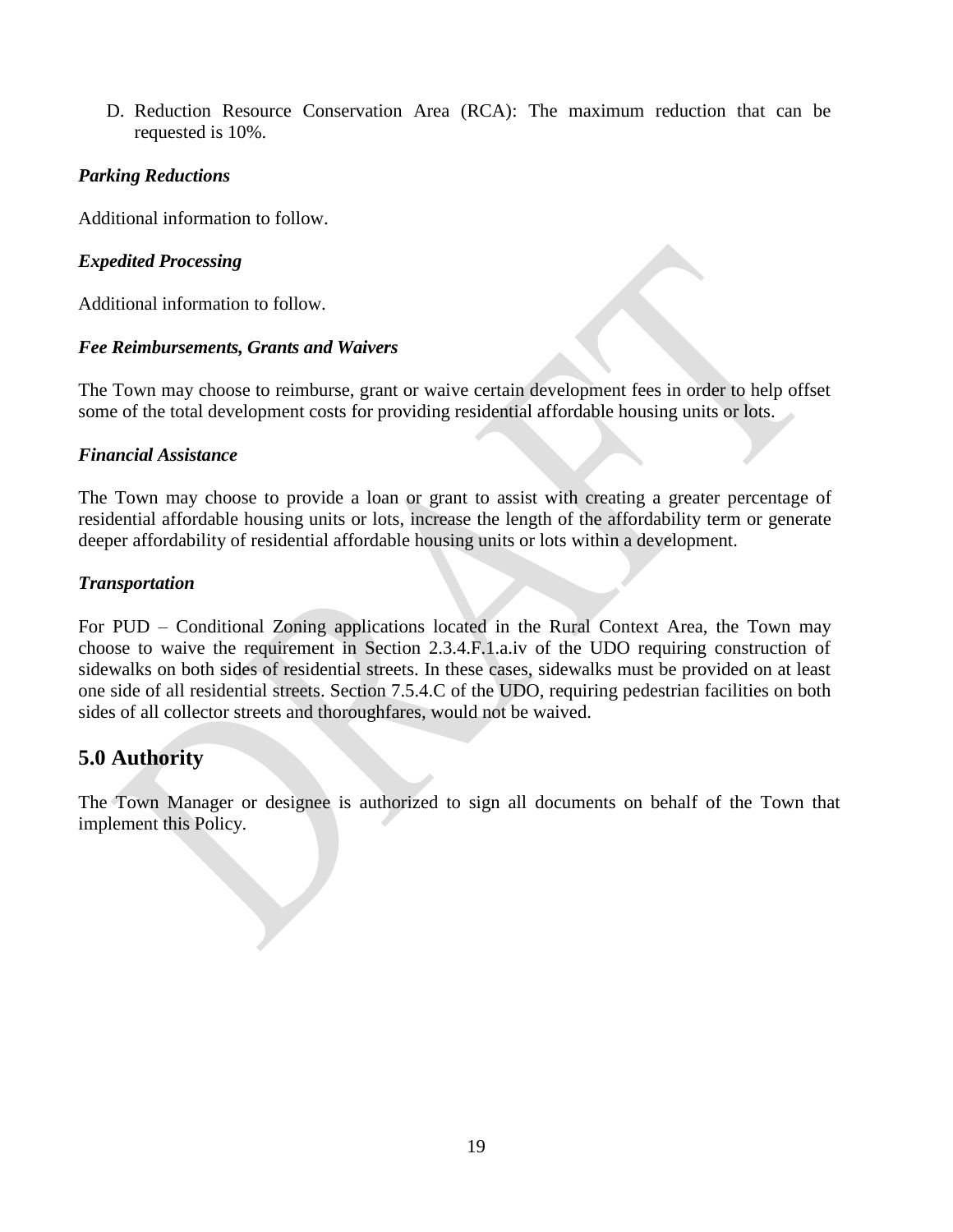D. Reduction Resource Conservation Area (RCA): The maximum reduction that can be requested is 10%.

***Parking Reductions***

Additional information to follow.

***Expedited Processing***

Additional information to follow.

***Fee Reimbursements, Grants and Waivers***

The Town may choose to reimburse, grant or waive certain development fees in order to help offset some of the total development costs for providing residential affordable housing units or lots.

***Financial Assistance***

The Town may choose to provide a loan or grant to assist with creating a greater percentage of residential affordable housing units or lots, increase the length of the affordability term or generate deeper affordability of residential affordable housing units or lots within a development.

***Transportation***

For PUD – Conditional Zoning applications located in the Rural Context Area, the Town may choose to waive the requirement in Section 2.3.4.F.1.a.iv of the UDO requiring construction of sidewalks on both sides of residential streets. In these cases, sidewalks must be provided on at least one side of all residential streets. Section 7.5.4.C of the UDO, requiring pedestrian facilities on both sides of all collector streets and thoroughfares, would not be waived.

## 5.0 Authority

The Town Manager or designee is authorized to sign all documents on behalf of the Town that implement this Policy.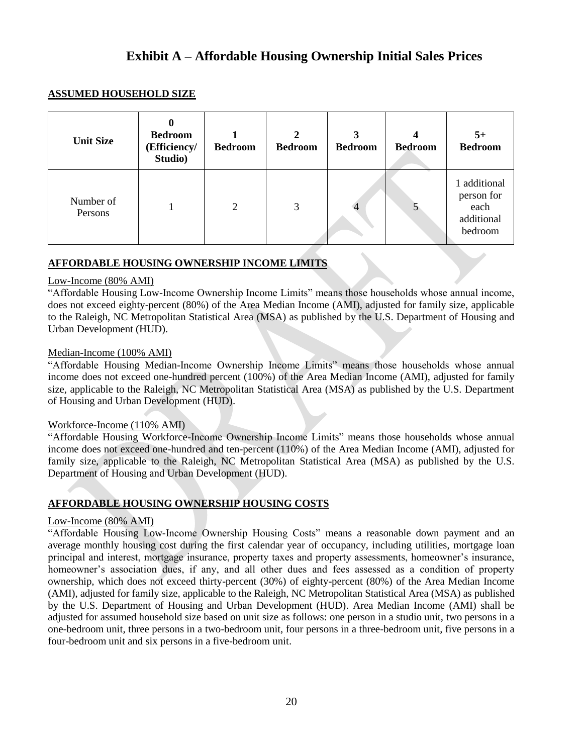# Exhibit A – Affordable Housing Ownership Initial Sales Prices

**ASSUMED HOUSEHOLD SIZE**

| Unit Size | 0 Bedroom (Efficiency/ Studio) | 1 Bedroom | 2 Bedroom | 3 Bedroom | 4 Bedroom | 5+ Bedroom |
|---|---|---|---|---|---|---|
| Number of Persons | 1 | 2 | 3 | 4 | 5 | 1 additional person for each additional bedroom |

**AFFORDABLE HOUSING OWNERSHIP INCOME LIMITS**

Low-Income (80% AMI)

"Affordable Housing Low-Income Ownership Income Limits" means those households whose annual income, does not exceed eighty-percent (80%) of the Area Median Income (AMI), adjusted for family size, applicable to the Raleigh, NC Metropolitan Statistical Area (MSA) as published by the U.S. Department of Housing and Urban Development (HUD).

Median-Income (100% AMI)

"Affordable Housing Median-Income Ownership Income Limits" means those households whose annual income does not exceed one-hundred percent (100%) of the Area Median Income (AMI), adjusted for family size, applicable to the Raleigh, NC Metropolitan Statistical Area (MSA) as published by the U.S. Department of Housing and Urban Development (HUD).

Workforce-Income (110% AMI)

"Affordable Housing Workforce-Income Ownership Income Limits" means those households whose annual income does not exceed one-hundred and ten-percent (110%) of the Area Median Income (AMI), adjusted for family size, applicable to the Raleigh, NC Metropolitan Statistical Area (MSA) as published by the U.S. Department of Housing and Urban Development (HUD).

**AFFORDABLE HOUSING OWNERSHIP HOUSING COSTS**

Low-Income (80% AMI)

"Affordable Housing Low-Income Ownership Housing Costs" means a reasonable down payment and an average monthly housing cost during the first calendar year of occupancy, including utilities, mortgage loan principal and interest, mortgage insurance, property taxes and property assessments, homeowner's insurance, homeowner's association dues, if any, and all other dues and fees assessed as a condition of property ownership, which does not exceed thirty-percent (30%) of eighty-percent (80%) of the Area Median Income (AMI), adjusted for family size, applicable to the Raleigh, NC Metropolitan Statistical Area (MSA) as published by the U.S. Department of Housing and Urban Development (HUD). Area Median Income (AMI) shall be adjusted for assumed household size based on unit size as follows: one person in a studio unit, two persons in a one-bedroom unit, three persons in a two-bedroom unit, four persons in a three-bedroom unit, five persons in a four-bedroom unit and six persons in a five-bedroom unit.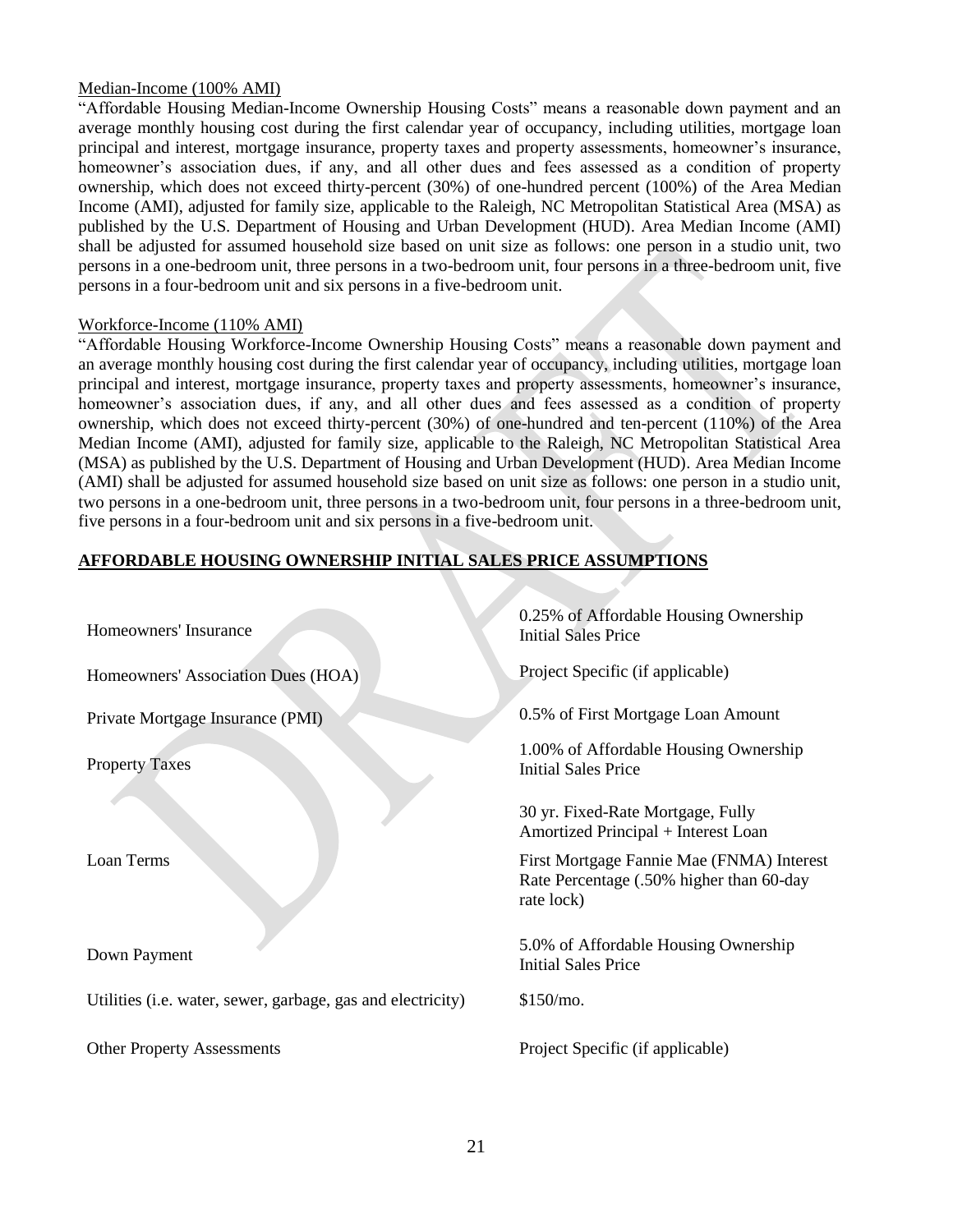Median-Income (100% AMI)

"Affordable Housing Median-Income Ownership Housing Costs" means a reasonable down payment and an average monthly housing cost during the first calendar year of occupancy, including utilities, mortgage loan principal and interest, mortgage insurance, property taxes and property assessments, homeowner's insurance, homeowner's association dues, if any, and all other dues and fees assessed as a condition of property ownership, which does not exceed thirty-percent (30%) of one-hundred percent (100%) of the Area Median Income (AMI), adjusted for family size, applicable to the Raleigh, NC Metropolitan Statistical Area (MSA) as published by the U.S. Department of Housing and Urban Development (HUD). Area Median Income (AMI) shall be adjusted for assumed household size based on unit size as follows: one person in a studio unit, two persons in a one-bedroom unit, three persons in a two-bedroom unit, four persons in a three-bedroom unit, five persons in a four-bedroom unit and six persons in a five-bedroom unit.

Workforce-Income (110% AMI)

"Affordable Housing Workforce-Income Ownership Housing Costs" means a reasonable down payment and an average monthly housing cost during the first calendar year of occupancy, including utilities, mortgage loan principal and interest, mortgage insurance, property taxes and property assessments, homeowner's insurance, homeowner's association dues, if any, and all other dues and fees assessed as a condition of property ownership, which does not exceed thirty-percent (30%) of one-hundred and ten-percent (110%) of the Area Median Income (AMI), adjusted for family size, applicable to the Raleigh, NC Metropolitan Statistical Area (MSA) as published by the U.S. Department of Housing and Urban Development (HUD). Area Median Income (AMI) shall be adjusted for assumed household size based on unit size as follows: one person in a studio unit, two persons in a one-bedroom unit, three persons in a two-bedroom unit, four persons in a three-bedroom unit, five persons in a four-bedroom unit and six persons in a five-bedroom unit.

**AFFORDABLE HOUSING OWNERSHIP INITIAL SALES PRICE ASSUMPTIONS**

| | |
|---|---|
| Homeowners' Insurance | 0.25% of Affordable Housing Ownership Initial Sales Price |
| Homeowners' Association Dues (HOA) | Project Specific (if applicable) |
| Private Mortgage Insurance (PMI) | 0.5% of First Mortgage Loan Amount |
| Property Taxes | 1.00% of Affordable Housing Ownership Initial Sales Price |
| Loan Terms | 30 yr. Fixed-Rate Mortgage, Fully Amortized Principal + Interest Loan<br>First Mortgage Fannie Mae (FNMA) Interest Rate Percentage (.50% higher than 60-day rate lock) |
| Down Payment | 5.0% of Affordable Housing Ownership Initial Sales Price |
| Utilities (i.e. water, sewer, garbage, gas and electricity) | $150/mo. |
| Other Property Assessments | Project Specific (if applicable) |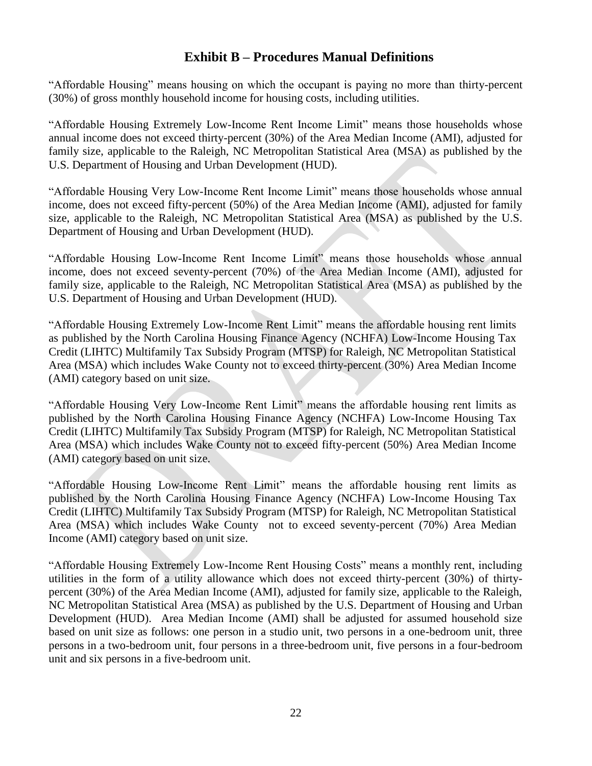## Exhibit B – Procedures Manual Definitions

"Affordable Housing" means housing on which the occupant is paying no more than thirty-percent (30%) of gross monthly household income for housing costs, including utilities.

"Affordable Housing Extremely Low-Income Rent Income Limit" means those households whose annual income does not exceed thirty-percent (30%) of the Area Median Income (AMI), adjusted for family size, applicable to the Raleigh, NC Metropolitan Statistical Area (MSA) as published by the U.S. Department of Housing and Urban Development (HUD).

"Affordable Housing Very Low-Income Rent Income Limit" means those households whose annual income, does not exceed fifty-percent (50%) of the Area Median Income (AMI), adjusted for family size, applicable to the Raleigh, NC Metropolitan Statistical Area (MSA) as published by the U.S. Department of Housing and Urban Development (HUD).

"Affordable Housing Low-Income Rent Income Limit" means those households whose annual income, does not exceed seventy-percent (70%) of the Area Median Income (AMI), adjusted for family size, applicable to the Raleigh, NC Metropolitan Statistical Area (MSA) as published by the U.S. Department of Housing and Urban Development (HUD).

"Affordable Housing Extremely Low-Income Rent Limit" means the affordable housing rent limits as published by the North Carolina Housing Finance Agency (NCHFA) Low-Income Housing Tax Credit (LIHTC) Multifamily Tax Subsidy Program (MTSP) for Raleigh, NC Metropolitan Statistical Area (MSA) which includes Wake County not to exceed thirty-percent (30%) Area Median Income (AMI) category based on unit size.

"Affordable Housing Very Low-Income Rent Limit" means the affordable housing rent limits as published by the North Carolina Housing Finance Agency (NCHFA) Low-Income Housing Tax Credit (LIHTC) Multifamily Tax Subsidy Program (MTSP) for Raleigh, NC Metropolitan Statistical Area (MSA) which includes Wake County not to exceed fifty-percent (50%) Area Median Income (AMI) category based on unit size.

"Affordable Housing Low-Income Rent Limit" means the affordable housing rent limits as published by the North Carolina Housing Finance Agency (NCHFA) Low-Income Housing Tax Credit (LIHTC) Multifamily Tax Subsidy Program (MTSP) for Raleigh, NC Metropolitan Statistical Area (MSA) which includes Wake County not to exceed seventy-percent (70%) Area Median Income (AMI) category based on unit size.

"Affordable Housing Extremely Low-Income Rent Housing Costs" means a monthly rent, including utilities in the form of a utility allowance which does not exceed thirty-percent (30%) of thirty-percent (30%) of the Area Median Income (AMI), adjusted for family size, applicable to the Raleigh, NC Metropolitan Statistical Area (MSA) as published by the U.S. Department of Housing and Urban Development (HUD). Area Median Income (AMI) shall be adjusted for assumed household size based on unit size as follows: one person in a studio unit, two persons in a one-bedroom unit, three persons in a two-bedroom unit, four persons in a three-bedroom unit, five persons in a four-bedroom unit and six persons in a five-bedroom unit.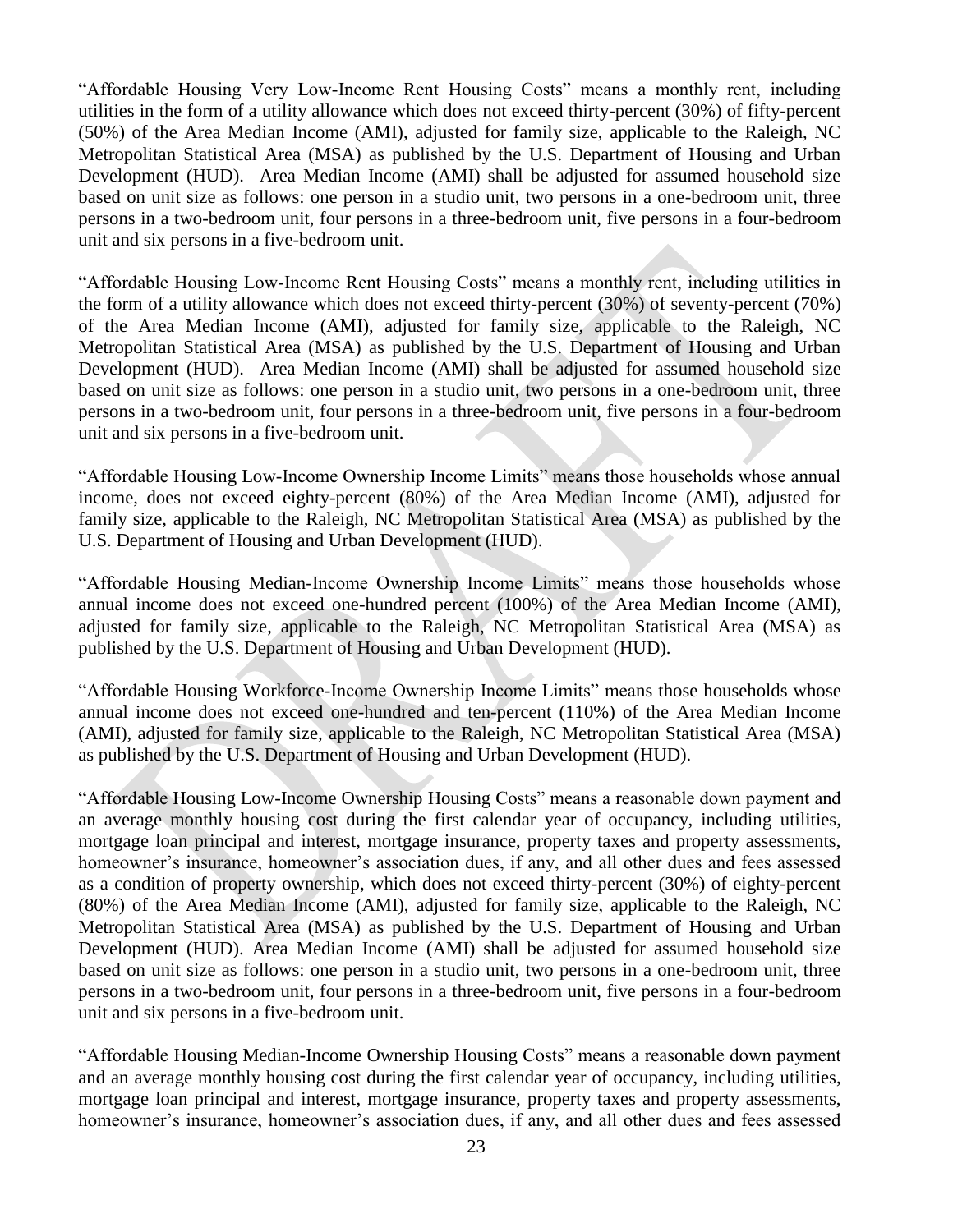"Affordable Housing Very Low-Income Rent Housing Costs" means a monthly rent, including utilities in the form of a utility allowance which does not exceed thirty-percent (30%) of fifty-percent (50%) of the Area Median Income (AMI), adjusted for family size, applicable to the Raleigh, NC Metropolitan Statistical Area (MSA) as published by the U.S. Department of Housing and Urban Development (HUD). Area Median Income (AMI) shall be adjusted for assumed household size based on unit size as follows: one person in a studio unit, two persons in a one-bedroom unit, three persons in a two-bedroom unit, four persons in a three-bedroom unit, five persons in a four-bedroom unit and six persons in a five-bedroom unit.

"Affordable Housing Low-Income Rent Housing Costs" means a monthly rent, including utilities in the form of a utility allowance which does not exceed thirty-percent (30%) of seventy-percent (70%) of the Area Median Income (AMI), adjusted for family size, applicable to the Raleigh, NC Metropolitan Statistical Area (MSA) as published by the U.S. Department of Housing and Urban Development (HUD). Area Median Income (AMI) shall be adjusted for assumed household size based on unit size as follows: one person in a studio unit, two persons in a one-bedroom unit, three persons in a two-bedroom unit, four persons in a three-bedroom unit, five persons in a four-bedroom unit and six persons in a five-bedroom unit.

"Affordable Housing Low-Income Ownership Income Limits" means those households whose annual income, does not exceed eighty-percent (80%) of the Area Median Income (AMI), adjusted for family size, applicable to the Raleigh, NC Metropolitan Statistical Area (MSA) as published by the U.S. Department of Housing and Urban Development (HUD).

"Affordable Housing Median-Income Ownership Income Limits" means those households whose annual income does not exceed one-hundred percent (100%) of the Area Median Income (AMI), adjusted for family size, applicable to the Raleigh, NC Metropolitan Statistical Area (MSA) as published by the U.S. Department of Housing and Urban Development (HUD).

"Affordable Housing Workforce-Income Ownership Income Limits" means those households whose annual income does not exceed one-hundred and ten-percent (110%) of the Area Median Income (AMI), adjusted for family size, applicable to the Raleigh, NC Metropolitan Statistical Area (MSA) as published by the U.S. Department of Housing and Urban Development (HUD).

"Affordable Housing Low-Income Ownership Housing Costs" means a reasonable down payment and an average monthly housing cost during the first calendar year of occupancy, including utilities, mortgage loan principal and interest, mortgage insurance, property taxes and property assessments, homeowner's insurance, homeowner's association dues, if any, and all other dues and fees assessed as a condition of property ownership, which does not exceed thirty-percent (30%) of eighty-percent (80%) of the Area Median Income (AMI), adjusted for family size, applicable to the Raleigh, NC Metropolitan Statistical Area (MSA) as published by the U.S. Department of Housing and Urban Development (HUD). Area Median Income (AMI) shall be adjusted for assumed household size based on unit size as follows: one person in a studio unit, two persons in a one-bedroom unit, three persons in a two-bedroom unit, four persons in a three-bedroom unit, five persons in a four-bedroom unit and six persons in a five-bedroom unit.

"Affordable Housing Median-Income Ownership Housing Costs" means a reasonable down payment and an average monthly housing cost during the first calendar year of occupancy, including utilities, mortgage loan principal and interest, mortgage insurance, property taxes and property assessments, homeowner's insurance, homeowner's association dues, if any, and all other dues and fees assessed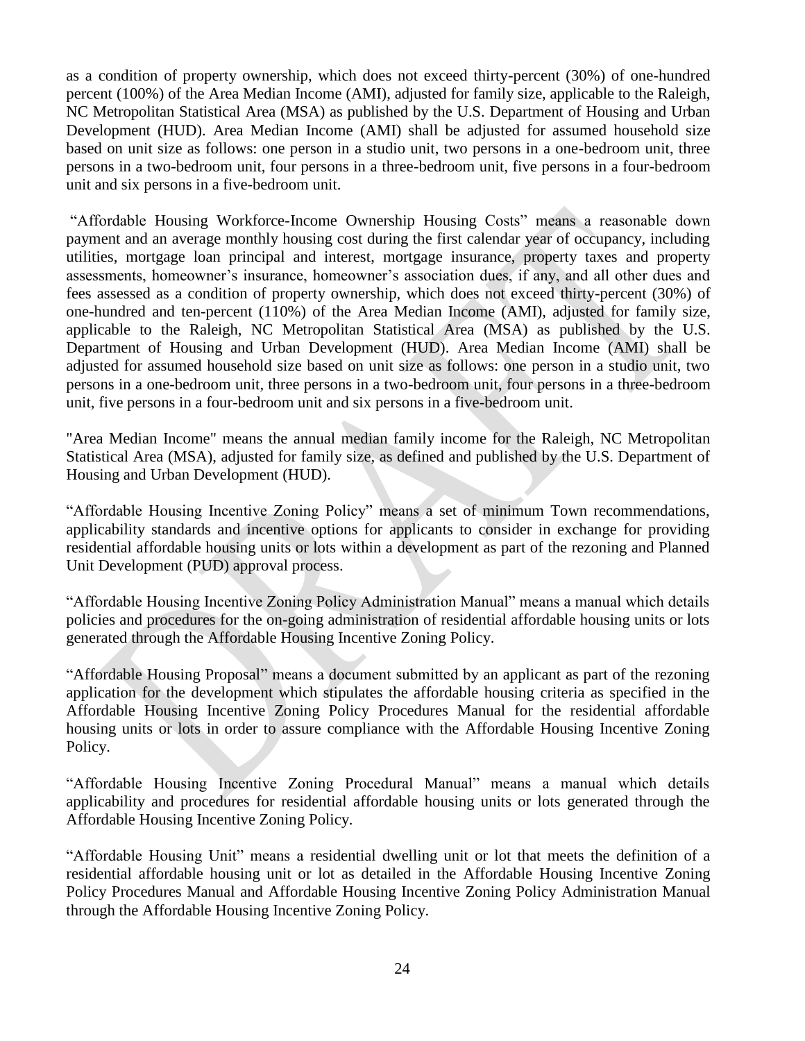as a condition of property ownership, which does not exceed thirty-percent (30%) of one-hundred percent (100%) of the Area Median Income (AMI), adjusted for family size, applicable to the Raleigh, NC Metropolitan Statistical Area (MSA) as published by the U.S. Department of Housing and Urban Development (HUD). Area Median Income (AMI) shall be adjusted for assumed household size based on unit size as follows: one person in a studio unit, two persons in a one-bedroom unit, three persons in a two-bedroom unit, four persons in a three-bedroom unit, five persons in a four-bedroom unit and six persons in a five-bedroom unit.

"Affordable Housing Workforce-Income Ownership Housing Costs" means a reasonable down payment and an average monthly housing cost during the first calendar year of occupancy, including utilities, mortgage loan principal and interest, mortgage insurance, property taxes and property assessments, homeowner's insurance, homeowner's association dues, if any, and all other dues and fees assessed as a condition of property ownership, which does not exceed thirty-percent (30%) of one-hundred and ten-percent (110%) of the Area Median Income (AMI), adjusted for family size, applicable to the Raleigh, NC Metropolitan Statistical Area (MSA) as published by the U.S. Department of Housing and Urban Development (HUD). Area Median Income (AMI) shall be adjusted for assumed household size based on unit size as follows: one person in a studio unit, two persons in a one-bedroom unit, three persons in a two-bedroom unit, four persons in a three-bedroom unit, five persons in a four-bedroom unit and six persons in a five-bedroom unit.

"Area Median Income" means the annual median family income for the Raleigh, NC Metropolitan Statistical Area (MSA), adjusted for family size, as defined and published by the U.S. Department of Housing and Urban Development (HUD).

"Affordable Housing Incentive Zoning Policy" means a set of minimum Town recommendations, applicability standards and incentive options for applicants to consider in exchange for providing residential affordable housing units or lots within a development as part of the rezoning and Planned Unit Development (PUD) approval process.

"Affordable Housing Incentive Zoning Policy Administration Manual" means a manual which details policies and procedures for the on-going administration of residential affordable housing units or lots generated through the Affordable Housing Incentive Zoning Policy.

"Affordable Housing Proposal" means a document submitted by an applicant as part of the rezoning application for the development which stipulates the affordable housing criteria as specified in the Affordable Housing Incentive Zoning Policy Procedures Manual for the residential affordable housing units or lots in order to assure compliance with the Affordable Housing Incentive Zoning Policy.

"Affordable Housing Incentive Zoning Procedural Manual" means a manual which details applicability and procedures for residential affordable housing units or lots generated through the Affordable Housing Incentive Zoning Policy.

"Affordable Housing Unit" means a residential dwelling unit or lot that meets the definition of a residential affordable housing unit or lot as detailed in the Affordable Housing Incentive Zoning Policy Procedures Manual and Affordable Housing Incentive Zoning Policy Administration Manual through the Affordable Housing Incentive Zoning Policy.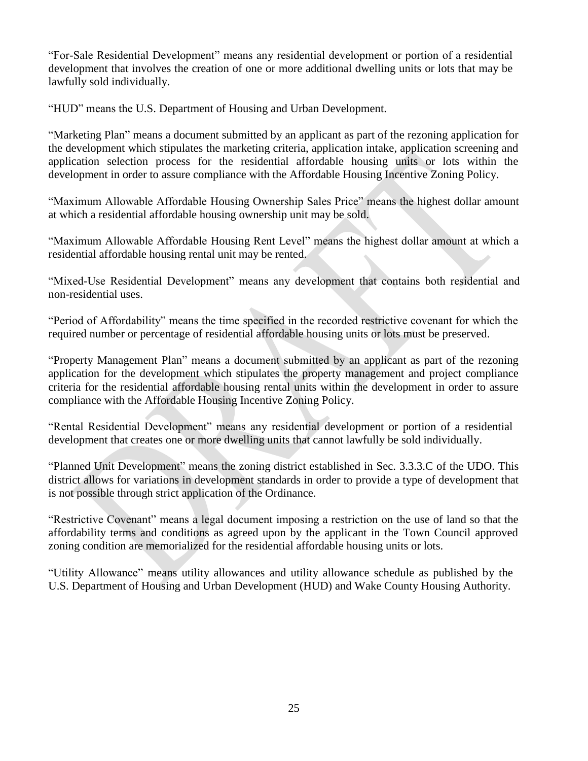"For-Sale Residential Development" means any residential development or portion of a residential development that involves the creation of one or more additional dwelling units or lots that may be lawfully sold individually.

"HUD" means the U.S. Department of Housing and Urban Development.

"Marketing Plan" means a document submitted by an applicant as part of the rezoning application for the development which stipulates the marketing criteria, application intake, application screening and application selection process for the residential affordable housing units or lots within the development in order to assure compliance with the Affordable Housing Incentive Zoning Policy.

"Maximum Allowable Affordable Housing Ownership Sales Price" means the highest dollar amount at which a residential affordable housing ownership unit may be sold.

"Maximum Allowable Affordable Housing Rent Level" means the highest dollar amount at which a residential affordable housing rental unit may be rented.

"Mixed-Use Residential Development" means any development that contains both residential and non-residential uses.

"Period of Affordability" means the time specified in the recorded restrictive covenant for which the required number or percentage of residential affordable housing units or lots must be preserved.

"Property Management Plan" means a document submitted by an applicant as part of the rezoning application for the development which stipulates the property management and project compliance criteria for the residential affordable housing rental units within the development in order to assure compliance with the Affordable Housing Incentive Zoning Policy.

"Rental Residential Development" means any residential development or portion of a residential development that creates one or more dwelling units that cannot lawfully be sold individually.

"Planned Unit Development" means the zoning district established in Sec. 3.3.3.C of the UDO. This district allows for variations in development standards in order to provide a type of development that is not possible through strict application of the Ordinance.

"Restrictive Covenant" means a legal document imposing a restriction on the use of land so that the affordability terms and conditions as agreed upon by the applicant in the Town Council approved zoning condition are memorialized for the residential affordable housing units or lots.

"Utility Allowance" means utility allowances and utility allowance schedule as published by the U.S. Department of Housing and Urban Development (HUD) and Wake County Housing Authority.